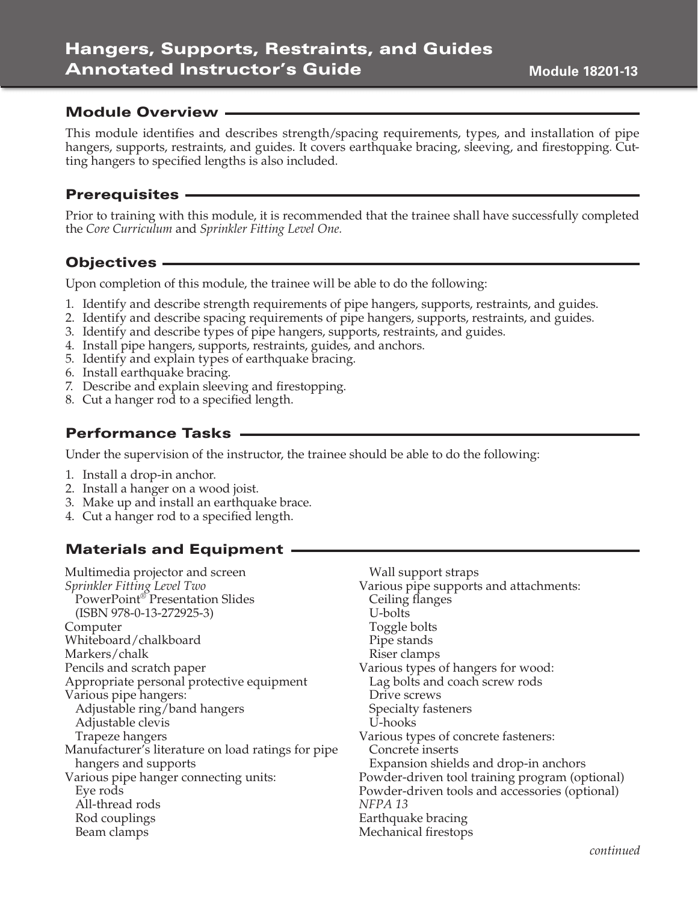# Hangers, Supports, Restraints, and Guides Annotated Instructor's Guide

**Module 18201-13**

## Module Overview

This module identifies and describes strength/spacing requirements, types, and installation of pipe hangers, supports, restraints, and guides. It covers earthquake bracing, sleeving, and firestopping. Cutting hangers to specified lengths is also included.

## Prerequisites

Prior to training with this module, it is recommended that the trainee shall have successfully completed the *Core Curriculum* and *Sprinkler Fitting Level One.*

## Objectives

Upon completion of this module, the trainee will be able to do the following:

1. Identify and describe strength requirements of pipe hangers, supports, restraints, and guides.
2. Identify and describe spacing requirements of pipe hangers, supports, restraints, and guides.
3. Identify and describe types of pipe hangers, supports, restraints, and guides.
4. Install pipe hangers, supports, restraints, guides, and anchors.
5. Identify and explain types of earthquake bracing.
6. Install earthquake bracing.
7. Describe and explain sleeving and firestopping.
8. Cut a hanger rod to a specified length.

## Performance Tasks

Under the supervision of the instructor, the trainee should be able to do the following:

1. Install a drop-in anchor.
2. Install a hanger on a wood joist.
3. Make up and install an earthquake brace.
4. Cut a hanger rod to a specified length.

## Materials and Equipment

Multimedia projector and screen
*Sprinkler Fitting Level Two*
  PowerPoint® Presentation Slides
  (ISBN 978-0-13-272925-3)
Computer
Whiteboard/chalkboard
Markers/chalk
Pencils and scratch paper
Appropriate personal protective equipment
Various pipe hangers:
  Adjustable ring/band hangers
  Adjustable clevis
  Trapeze hangers
Manufacturer's literature on load ratings for pipe hangers and supports
Various pipe hanger connecting units:
  Eye rods
  All-thread rods
  Rod couplings
  Beam clamps
  Wall support straps
Various pipe supports and attachments:
  Ceiling flanges
  U-bolts
  Toggle bolts
  Pipe stands
  Riser clamps
Various types of hangers for wood:
  Lag bolts and coach screw rods
  Drive screws
  Specialty fasteners
  U-hooks
Various types of concrete fasteners:
  Concrete inserts
  Expansion shields and drop-in anchors
Powder-driven tool training program (optional)
Powder-driven tools and accessories (optional)
*NFPA 13*
Earthquake bracing
Mechanical firestops

*continued*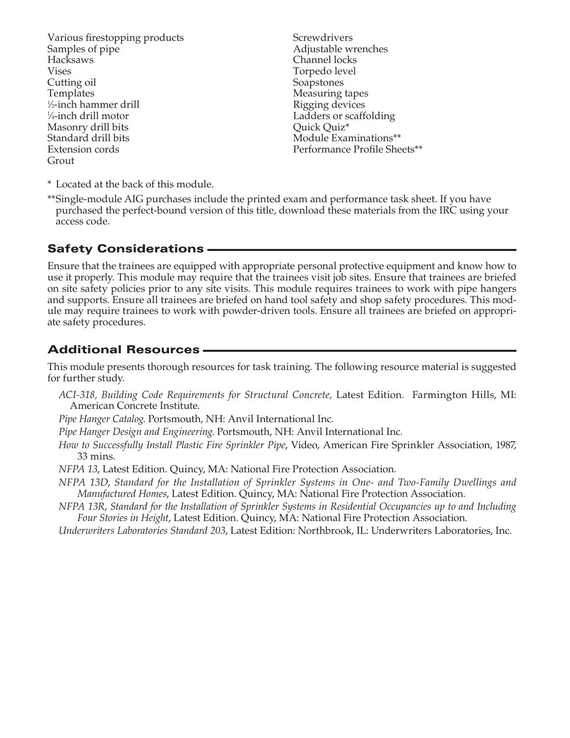Various firestopping products
Samples of pipe
Hacksaws
Vises
Cutting oil
Templates
½-inch hammer drill
¼-inch drill motor
Masonry drill bits
Standard drill bits
Extension cords
Grout
Screwdrivers
Adjustable wrenches
Channel locks
Torpedo level
Soapstones
Measuring tapes
Rigging devices
Ladders or scaffolding
Quick Quiz*
Module Examinations**
Performance Profile Sheets**

* Located at the back of this module.

**Single-module AIG purchases include the printed exam and performance task sheet. If you have purchased the perfect-bound version of this title, download these materials from the IRC using your access code.

## Safety Considerations

Ensure that the trainees are equipped with appropriate personal protective equipment and know how to use it properly. This module may require that the trainees visit job sites. Ensure that trainees are briefed on site safety policies prior to any site visits. This module requires trainees to work with pipe hangers and supports. Ensure all trainees are briefed on hand tool safety and shop safety procedures. This module may require trainees to work with powder-driven tools. Ensure all trainees are briefed on appropriate safety procedures.

## Additional Resources

This module presents thorough resources for task training. The following resource material is suggested for further study.

*ACI-318, Building Code Requirements for Structural Concrete,* Latest Edition. Farmington Hills, MI: American Concrete Institute.

*Pipe Hanger Catalog.* Portsmouth, NH: Anvil International Inc.

*Pipe Hanger Design and Engineering.* Portsmouth, NH: Anvil International Inc.

*How to Successfully Install Plastic Fire Sprinkler Pipe*, Video, American Fire Sprinkler Association, 1987, 33 mins.

*NFPA 13*, Latest Edition. Quincy, MA: National Fire Protection Association.

*NFPA 13D*, *Standard for the Installation of Sprinkler Systems in One- and Two-Family Dwellings and Manufactured Homes*, Latest Edition. Quincy, MA: National Fire Protection Association.

*NFPA 13R*, *Standard for the Installation of Sprinkler Systems in Residential Occupancies up to and Including Four Stories in Height*, Latest Edition. Quincy, MA: National Fire Protection Association.

*Underwriters Laboratories Standard 203*, Latest Edition: Northbrook, IL: Underwriters Laboratories, Inc.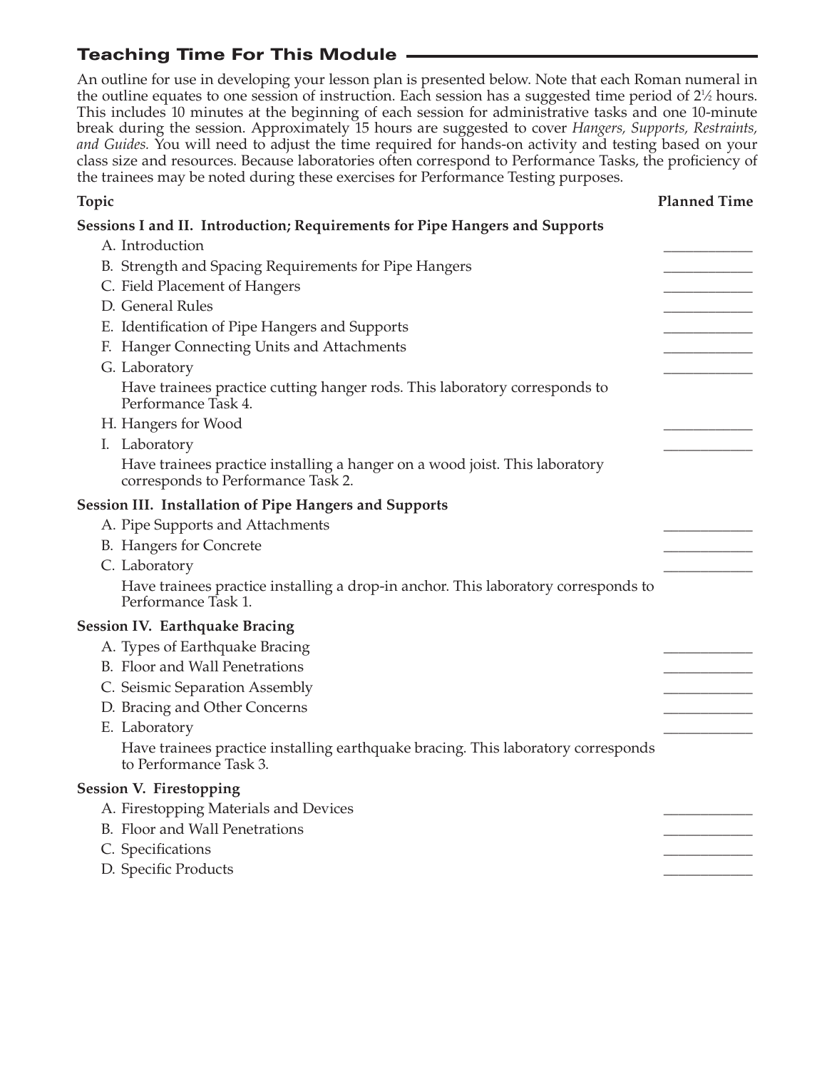## Teaching Time For This Module

An outline for use in developing your lesson plan is presented below. Note that each Roman numeral in the outline equates to one session of instruction. Each session has a suggested time period of 2½ hours. This includes 10 minutes at the beginning of each session for administrative tasks and one 10-minute break during the session. Approximately 15 hours are suggested to cover *Hangers, Supports, Restraints, and Guides.* You will need to adjust the time required for hands-on activity and testing based on your class size and resources. Because laboratories often correspond to Performance Tasks, the proficiency of the trainees may be noted during these exercises for Performance Testing purposes.

| Topic | Planned Time |
|---|---|
| **Sessions I and II. Introduction; Requirements for Pipe Hangers and Supports** | |
| A. Introduction | ____________ |
| B. Strength and Spacing Requirements for Pipe Hangers | ____________ |
| C. Field Placement of Hangers | ____________ |
| D. General Rules | ____________ |
| E. Identification of Pipe Hangers and Supports | ____________ |
| F. Hanger Connecting Units and Attachments | ____________ |
| G. Laboratory | ____________ |
| Have trainees practice cutting hanger rods. This laboratory corresponds to Performance Task 4. | |
| H. Hangers for Wood | ____________ |
| I. Laboratory | ____________ |
| Have trainees practice installing a hanger on a wood joist. This laboratory corresponds to Performance Task 2. | |
| **Session III. Installation of Pipe Hangers and Supports** | |
| A. Pipe Supports and Attachments | ____________ |
| B. Hangers for Concrete | ____________ |
| C. Laboratory | ____________ |
| Have trainees practice installing a drop-in anchor. This laboratory corresponds to Performance Task 1. | |
| **Session IV. Earthquake Bracing** | |
| A. Types of Earthquake Bracing | ____________ |
| B. Floor and Wall Penetrations | ____________ |
| C. Seismic Separation Assembly | ____________ |
| D. Bracing and Other Concerns | ____________ |
| E. Laboratory | ____________ |
| Have trainees practice installing earthquake bracing. This laboratory corresponds to Performance Task 3. | |
| **Session V. Firestopping** | |
| A. Firestopping Materials and Devices | ____________ |
| B. Floor and Wall Penetrations | ____________ |
| C. Specifications | ____________ |
| D. Specific Products | ____________ |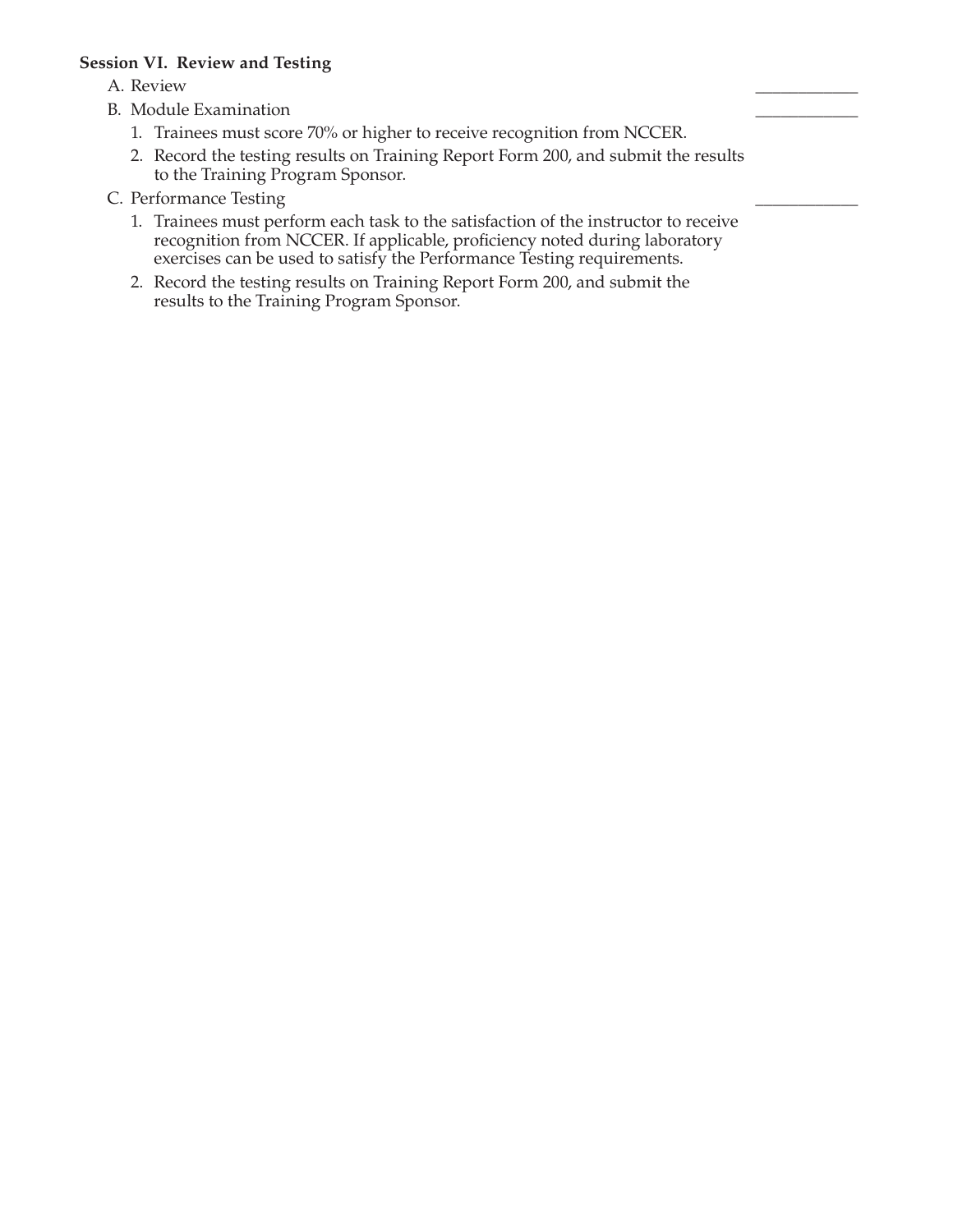**Session VI. Review and Testing**

A. Review ____________

B. Module Examination ____________

1. Trainees must score 70% or higher to receive recognition from NCCER.
2. Record the testing results on Training Report Form 200, and submit the results to the Training Program Sponsor.

C. Performance Testing ____________

1. Trainees must perform each task to the satisfaction of the instructor to receive recognition from NCCER. If applicable, proficiency noted during laboratory exercises can be used to satisfy the Performance Testing requirements.
2. Record the testing results on Training Report Form 200, and submit the results to the Training Program Sponsor.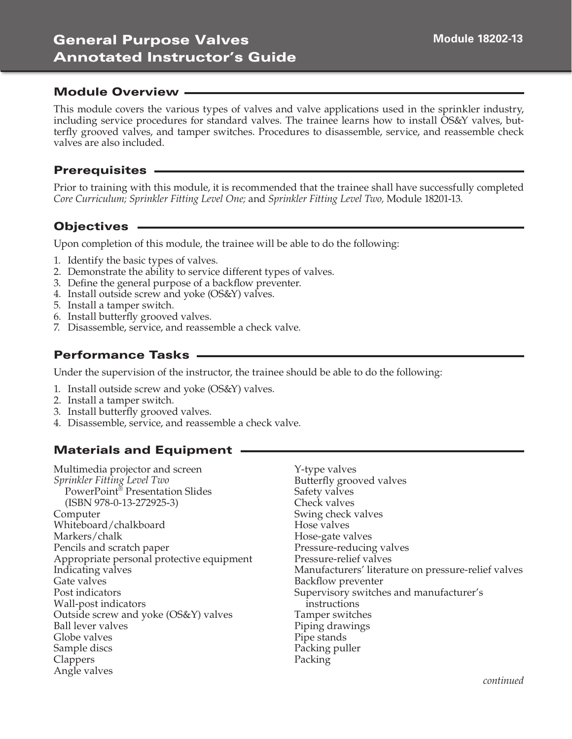# General Purpose Valves
# Annotated Instructor's Guide

Module 18202-13

## Module Overview

This module covers the various types of valves and valve applications used in the sprinkler industry, including service procedures for standard valves. The trainee learns how to install OS&Y valves, butterfly grooved valves, and tamper switches. Procedures to disassemble, service, and reassemble check valves are also included.

## Prerequisites

Prior to training with this module, it is recommended that the trainee shall have successfully completed *Core Curriculum; Sprinkler Fitting Level One;* and *Sprinkler Fitting Level Two,* Module 18201-13.

## Objectives

Upon completion of this module, the trainee will be able to do the following:

1. Identify the basic types of valves.
2. Demonstrate the ability to service different types of valves.
3. Define the general purpose of a backflow preventer.
4. Install outside screw and yoke (OS&Y) valves.
5. Install a tamper switch.
6. Install butterfly grooved valves.
7. Disassemble, service, and reassemble a check valve.

## Performance Tasks

Under the supervision of the instructor, the trainee should be able to do the following:

1. Install outside screw and yoke (OS&Y) valves.
2. Install a tamper switch.
3. Install butterfly grooved valves.
4. Disassemble, service, and reassemble a check valve.

## Materials and Equipment

Multimedia projector and screen
*Sprinkler Fitting Level Two* PowerPoint® Presentation Slides (ISBN 978-0-13-272925-3)
Computer
Whiteboard/chalkboard
Markers/chalk
Pencils and scratch paper
Appropriate personal protective equipment
Indicating valves
Gate valves
Post indicators
Wall-post indicators
Outside screw and yoke (OS&Y) valves
Ball lever valves
Globe valves
Sample discs
Clappers
Angle valves
Y-type valves
Butterfly grooved valves
Safety valves
Check valves
Swing check valves
Hose valves
Hose-gate valves
Pressure-reducing valves
Pressure-relief valves
Manufacturers' literature on pressure-relief valves
Backflow preventer
Supervisory switches and manufacturer's instructions
Tamper switches
Piping drawings
Pipe stands
Packing puller
Packing

*continued*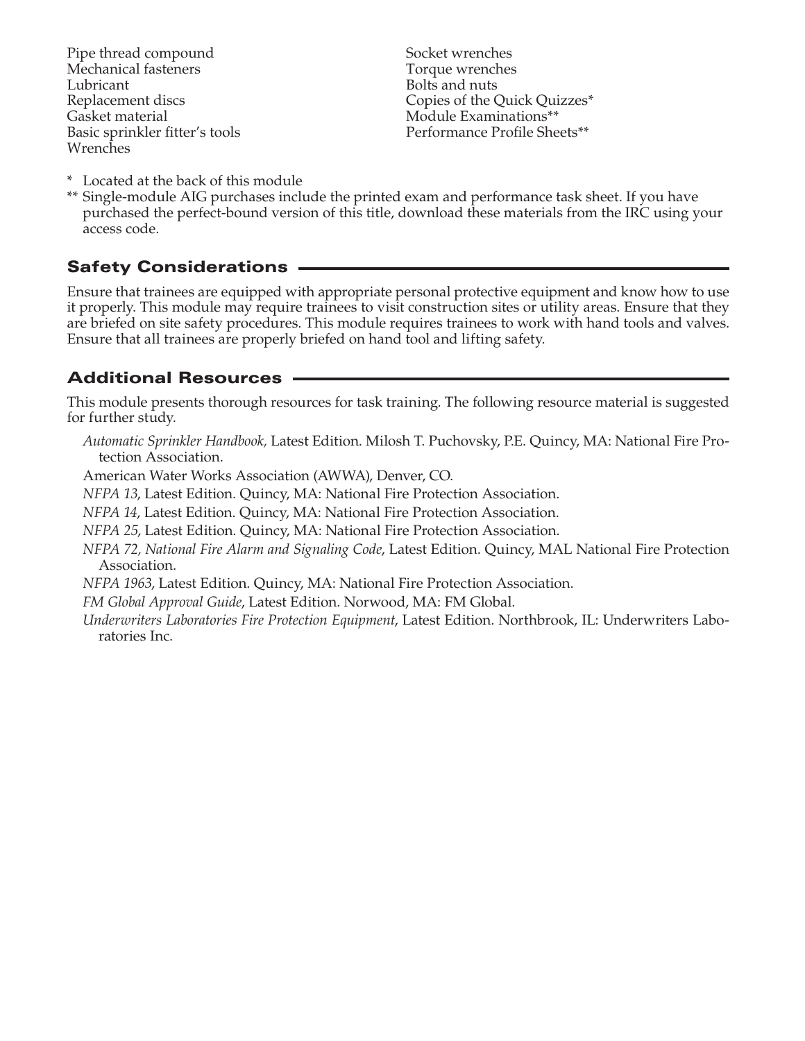Pipe thread compound
Mechanical fasteners
Lubricant
Replacement discs
Gasket material
Basic sprinkler fitter's tools
Wrenches
Socket wrenches
Torque wrenches
Bolts and nuts
Copies of the Quick Quizzes*
Module Examinations**
Performance Profile Sheets**

\* Located at the back of this module

\*\* Single-module AIG purchases include the printed exam and performance task sheet. If you have purchased the perfect-bound version of this title, download these materials from the IRC using your access code.

## Safety Considerations

Ensure that trainees are equipped with appropriate personal protective equipment and know how to use it properly. This module may require trainees to visit construction sites or utility areas. Ensure that they are briefed on site safety procedures. This module requires trainees to work with hand tools and valves. Ensure that all trainees are properly briefed on hand tool and lifting safety.

## Additional Resources

This module presents thorough resources for task training. The following resource material is suggested for further study.

*Automatic Sprinkler Handbook,* Latest Edition. Milosh T. Puchovsky, P.E. Quincy, MA: National Fire Protection Association.

American Water Works Association (AWWA), Denver, CO.

*NFPA 13*, Latest Edition. Quincy, MA: National Fire Protection Association.

*NFPA 14*, Latest Edition. Quincy, MA: National Fire Protection Association.

*NFPA 25*, Latest Edition. Quincy, MA: National Fire Protection Association.

*NFPA 72, National Fire Alarm and Signaling Code*, Latest Edition. Quincy, MAL National Fire Protection Association.

*NFPA 1963*, Latest Edition. Quincy, MA: National Fire Protection Association.

*FM Global Approval Guide*, Latest Edition. Norwood, MA: FM Global.

*Underwriters Laboratories Fire Protection Equipment*, Latest Edition. Northbrook, IL: Underwriters Laboratories Inc.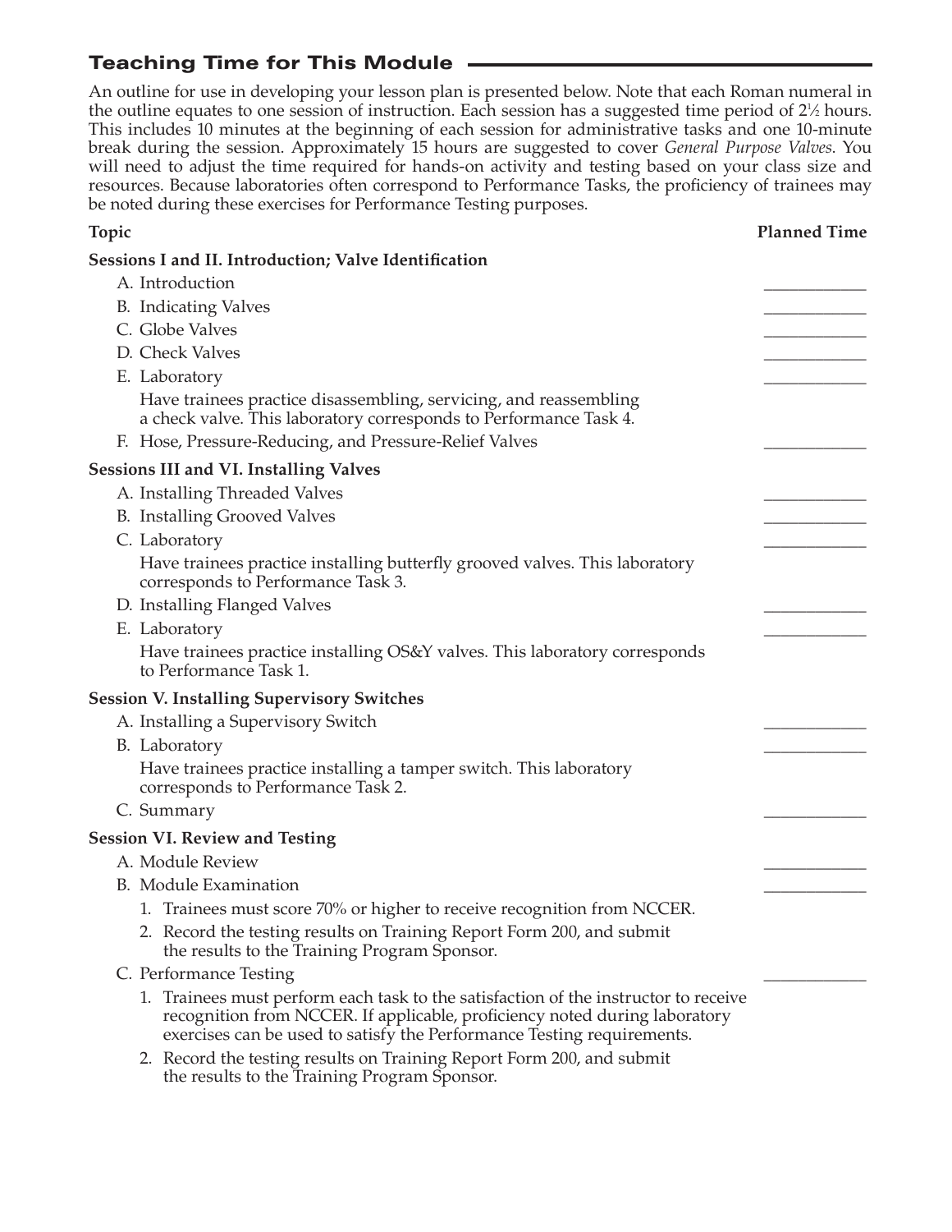## Teaching Time for This Module

An outline for use in developing your lesson plan is presented below. Note that each Roman numeral in the outline equates to one session of instruction. Each session has a suggested time period of 2½ hours. This includes 10 minutes at the beginning of each session for administrative tasks and one 10-minute break during the session. Approximately 15 hours are suggested to cover *General Purpose Valves*. You will need to adjust the time required for hands-on activity and testing based on your class size and resources. Because laboratories often correspond to Performance Tasks, the proficiency of trainees may be noted during these exercises for Performance Testing purposes.

| Topic | Planned Time |
|---|---|
| **Sessions I and II. Introduction; Valve Identification** | |
| A. Introduction | ____________ |
| B. Indicating Valves | ____________ |
| C. Globe Valves | ____________ |
| D. Check Valves | ____________ |
| E. Laboratory | ____________ |
| Have trainees practice disassembling, servicing, and reassembling a check valve. This laboratory corresponds to Performance Task 4. | |
| F. Hose, Pressure-Reducing, and Pressure-Relief Valves | ____________ |
| **Sessions III and VI. Installing Valves** | |
| A. Installing Threaded Valves | ____________ |
| B. Installing Grooved Valves | ____________ |
| C. Laboratory | ____________ |
| Have trainees practice installing butterfly grooved valves. This laboratory corresponds to Performance Task 3. | |
| D. Installing Flanged Valves | ____________ |
| E. Laboratory | ____________ |
| Have trainees practice installing OS&Y valves. This laboratory corresponds to Performance Task 1. | |
| **Session V. Installing Supervisory Switches** | |
| A. Installing a Supervisory Switch | ____________ |
| B. Laboratory | ____________ |
| Have trainees practice installing a tamper switch. This laboratory corresponds to Performance Task 2. | |
| C. Summary | ____________ |
| **Session VI. Review and Testing** | |
| A. Module Review | ____________ |
| B. Module Examination | ____________ |
| 1. Trainees must score 70% or higher to receive recognition from NCCER. | |
| 2. Record the testing results on Training Report Form 200, and submit the results to the Training Program Sponsor. | |
| C. Performance Testing | ____________ |
| 1. Trainees must perform each task to the satisfaction of the instructor to receive recognition from NCCER. If applicable, proficiency noted during laboratory exercises can be used to satisfy the Performance Testing requirements. | |
| 2. Record the testing results on Training Report Form 200, and submit the results to the Training Program Sponsor. | |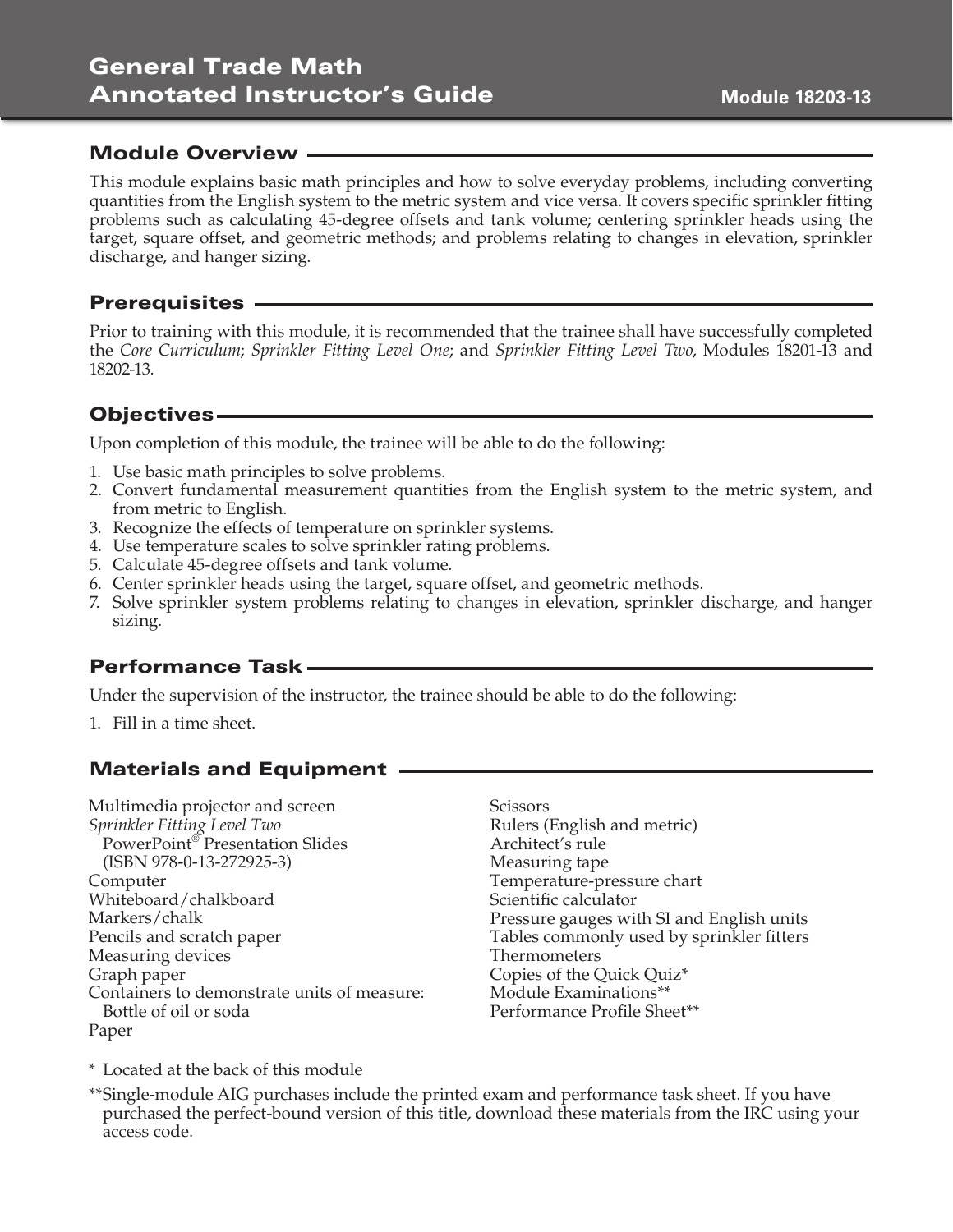# General Trade Math
# Annotated Instructor's Guide

**Module 18203-13**

## Module Overview

This module explains basic math principles and how to solve everyday problems, including converting quantities from the English system to the metric system and vice versa. It covers specific sprinkler fitting problems such as calculating 45-degree offsets and tank volume; centering sprinkler heads using the target, square offset, and geometric methods; and problems relating to changes in elevation, sprinkler discharge, and hanger sizing.

## Prerequisites

Prior to training with this module, it is recommended that the trainee shall have successfully completed the *Core Curriculum*; *Sprinkler Fitting Level One*; and *Sprinkler Fitting Level Two*, Modules 18201-13 and 18202-13.

## Objectives

Upon completion of this module, the trainee will be able to do the following:

1. Use basic math principles to solve problems.
2. Convert fundamental measurement quantities from the English system to the metric system, and from metric to English.
3. Recognize the effects of temperature on sprinkler systems.
4. Use temperature scales to solve sprinkler rating problems.
5. Calculate 45-degree offsets and tank volume.
6. Center sprinkler heads using the target, square offset, and geometric methods.
7. Solve sprinkler system problems relating to changes in elevation, sprinkler discharge, and hanger sizing.

## Performance Task

Under the supervision of the instructor, the trainee should be able to do the following:

1. Fill in a time sheet.

## Materials and Equipment

Multimedia projector and screen
*Sprinkler Fitting Level Two* PowerPoint® Presentation Slides (ISBN 978-0-13-272925-3)
Computer
Whiteboard/chalkboard
Markers/chalk
Pencils and scratch paper
Measuring devices
Graph paper
Containers to demonstrate units of measure:
 Bottle of oil or soda
Paper
Scissors
Rulers (English and metric)
Architect's rule
Measuring tape
Temperature-pressure chart
Scientific calculator
Pressure gauges with SI and English units
Tables commonly used by sprinkler fitters
Thermometers
Copies of the Quick Quiz*
Module Examinations**
Performance Profile Sheet**

\* Located at the back of this module

\*\*Single-module AIG purchases include the printed exam and performance task sheet. If you have purchased the perfect-bound version of this title, download these materials from the IRC using your access code.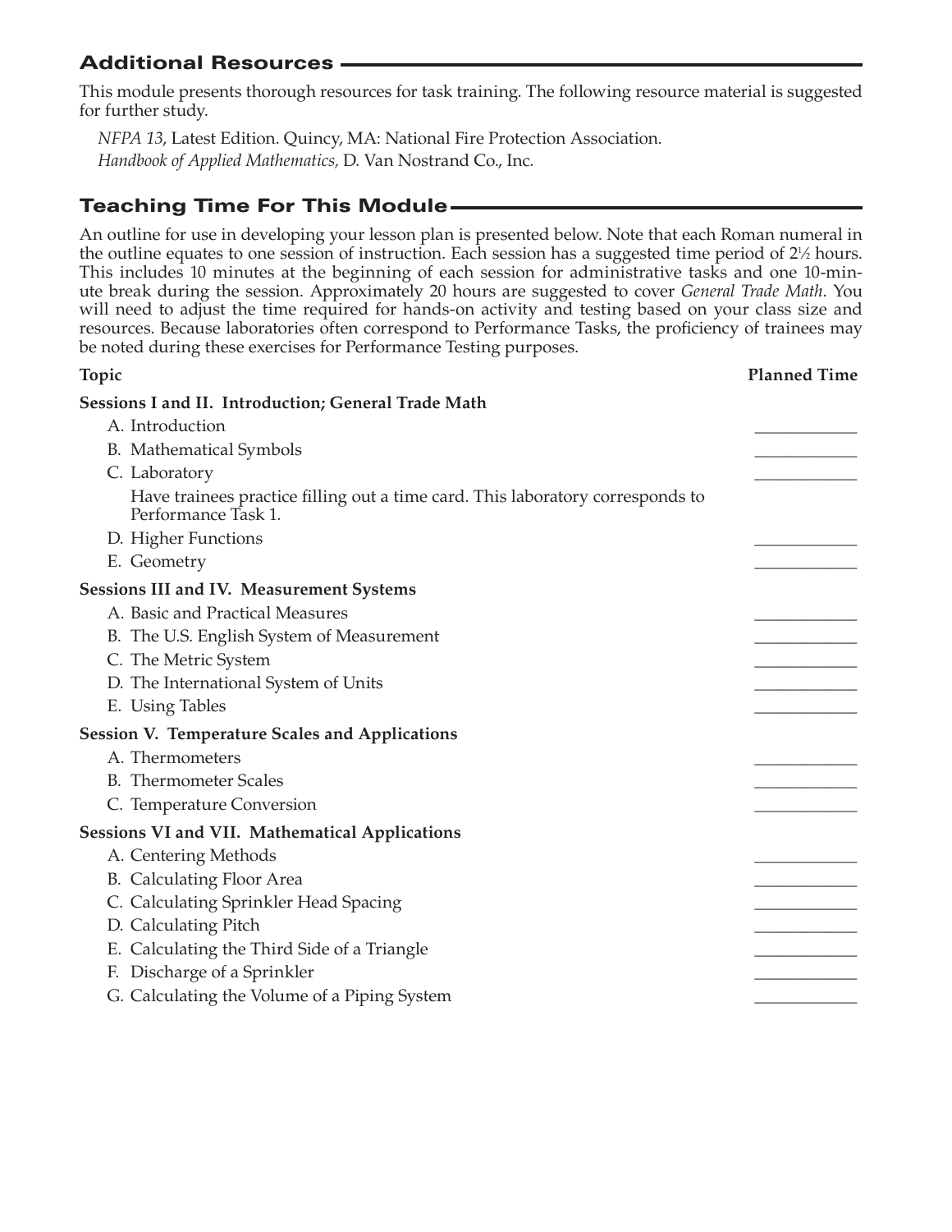## Additional Resources

This module presents thorough resources for task training. The following resource material is suggested for further study.

*NFPA 13*, Latest Edition. Quincy, MA: National Fire Protection Association.

*Handbook of Applied Mathematics,* D. Van Nostrand Co., Inc.

## Teaching Time For This Module

An outline for use in developing your lesson plan is presented below. Note that each Roman numeral in the outline equates to one session of instruction. Each session has a suggested time period of 2½ hours. This includes 10 minutes at the beginning of each session for administrative tasks and one 10-minute break during the session. Approximately 20 hours are suggested to cover *General Trade Math*. You will need to adjust the time required for hands-on activity and testing based on your class size and resources. Because laboratories often correspond to Performance Tasks, the proficiency of trainees may be noted during these exercises for Performance Testing purposes.

| Topic | Planned Time |
|---|---|
| **Sessions I and II. Introduction; General Trade Math** | |
| A. Introduction | ____________ |
| B. Mathematical Symbols | ____________ |
| C. Laboratory | ____________ |
| Have trainees practice filling out a time card. This laboratory corresponds to Performance Task 1. | |
| D. Higher Functions | ____________ |
| E. Geometry | ____________ |
| **Sessions III and IV. Measurement Systems** | |
| A. Basic and Practical Measures | ____________ |
| B. The U.S. English System of Measurement | ____________ |
| C. The Metric System | ____________ |
| D. The International System of Units | ____________ |
| E. Using Tables | ____________ |
| **Session V. Temperature Scales and Applications** | |
| A. Thermometers | ____________ |
| B. Thermometer Scales | ____________ |
| C. Temperature Conversion | ____________ |
| **Sessions VI and VII. Mathematical Applications** | |
| A. Centering Methods | ____________ |
| B. Calculating Floor Area | ____________ |
| C. Calculating Sprinkler Head Spacing | ____________ |
| D. Calculating Pitch | ____________ |
| E. Calculating the Third Side of a Triangle | ____________ |
| F. Discharge of a Sprinkler | ____________ |
| G. Calculating the Volume of a Piping System | ____________ |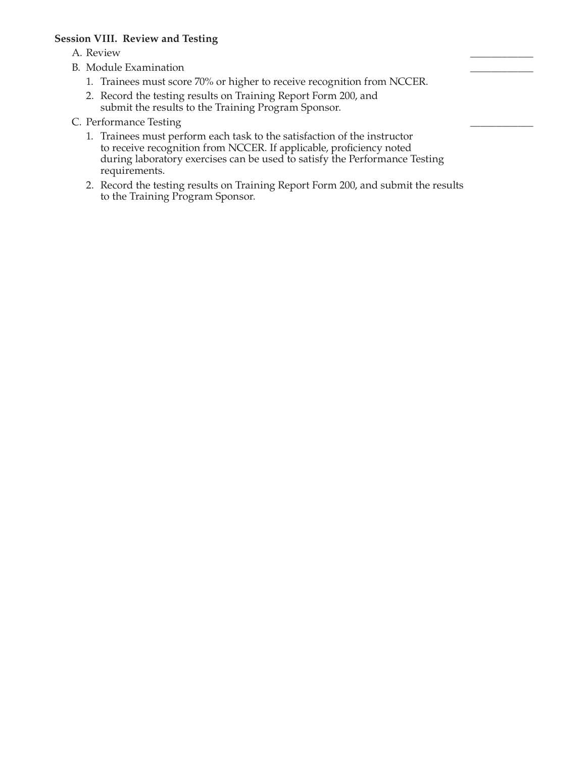**Session VIII. Review and Testing**

A. Review ____________

B. Module Examination ____________

1. Trainees must score 70% or higher to receive recognition from NCCER.
2. Record the testing results on Training Report Form 200, and submit the results to the Training Program Sponsor.

C. Performance Testing ____________

1. Trainees must perform each task to the satisfaction of the instructor to receive recognition from NCCER. If applicable, proficiency noted during laboratory exercises can be used to satisfy the Performance Testing requirements.
2. Record the testing results on Training Report Form 200, and submit the results to the Training Program Sponsor.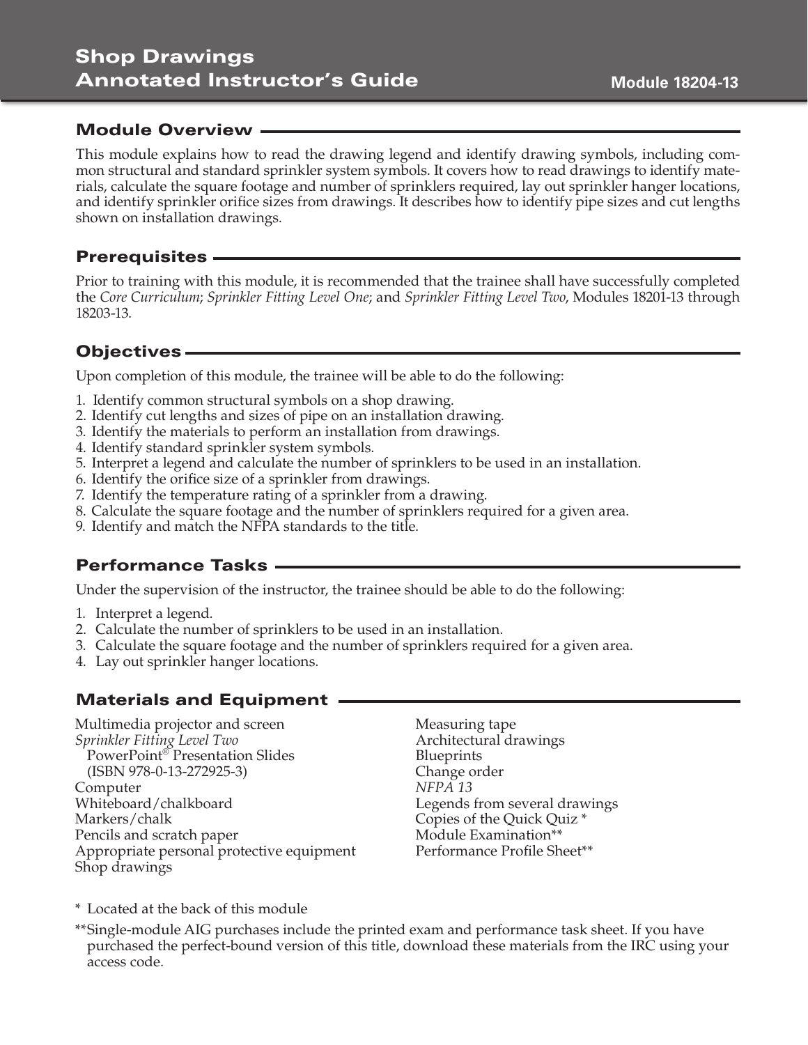# Shop Drawings Annotated Instructor's Guide

Module 18204-13

## Module Overview

This module explains how to read the drawing legend and identify drawing symbols, including common structural and standard sprinkler system symbols. It covers how to read drawings to identify materials, calculate the square footage and number of sprinklers required, lay out sprinkler hanger locations, and identify sprinkler orifice sizes from drawings. It describes how to identify pipe sizes and cut lengths shown on installation drawings.

## Prerequisites

Prior to training with this module, it is recommended that the trainee shall have successfully completed the *Core Curriculum*; *Sprinkler Fitting Level One*; and *Sprinkler Fitting Level Two*, Modules 18201-13 through 18203-13.

## Objectives

Upon completion of this module, the trainee will be able to do the following:

1. Identify common structural symbols on a shop drawing.
2. Identify cut lengths and sizes of pipe on an installation drawing.
3. Identify the materials to perform an installation from drawings.
4. Identify standard sprinkler system symbols.
5. Interpret a legend and calculate the number of sprinklers to be used in an installation.
6. Identify the orifice size of a sprinkler from drawings.
7. Identify the temperature rating of a sprinkler from a drawing.
8. Calculate the square footage and the number of sprinklers required for a given area.
9. Identify and match the NFPA standards to the title.

## Performance Tasks

Under the supervision of the instructor, the trainee should be able to do the following:

1. Interpret a legend.
2. Calculate the number of sprinklers to be used in an installation.
3. Calculate the square footage and the number of sprinklers required for a given area.
4. Lay out sprinkler hanger locations.

## Materials and Equipment

Multimedia projector and screen
*Sprinkler Fitting Level Two* PowerPoint® Presentation Slides (ISBN 978-0-13-272925-3)
Computer
Whiteboard/chalkboard
Markers/chalk
Pencils and scratch paper
Appropriate personal protective equipment
Shop drawings
Measuring tape
Architectural drawings
Blueprints
Change order
*NFPA 13*
Legends from several drawings
Copies of the Quick Quiz *
Module Examination**
Performance Profile Sheet**

\* Located at the back of this module

\*\*Single-module AIG purchases include the printed exam and performance task sheet. If you have purchased the perfect-bound version of this title, download these materials from the IRC using your access code.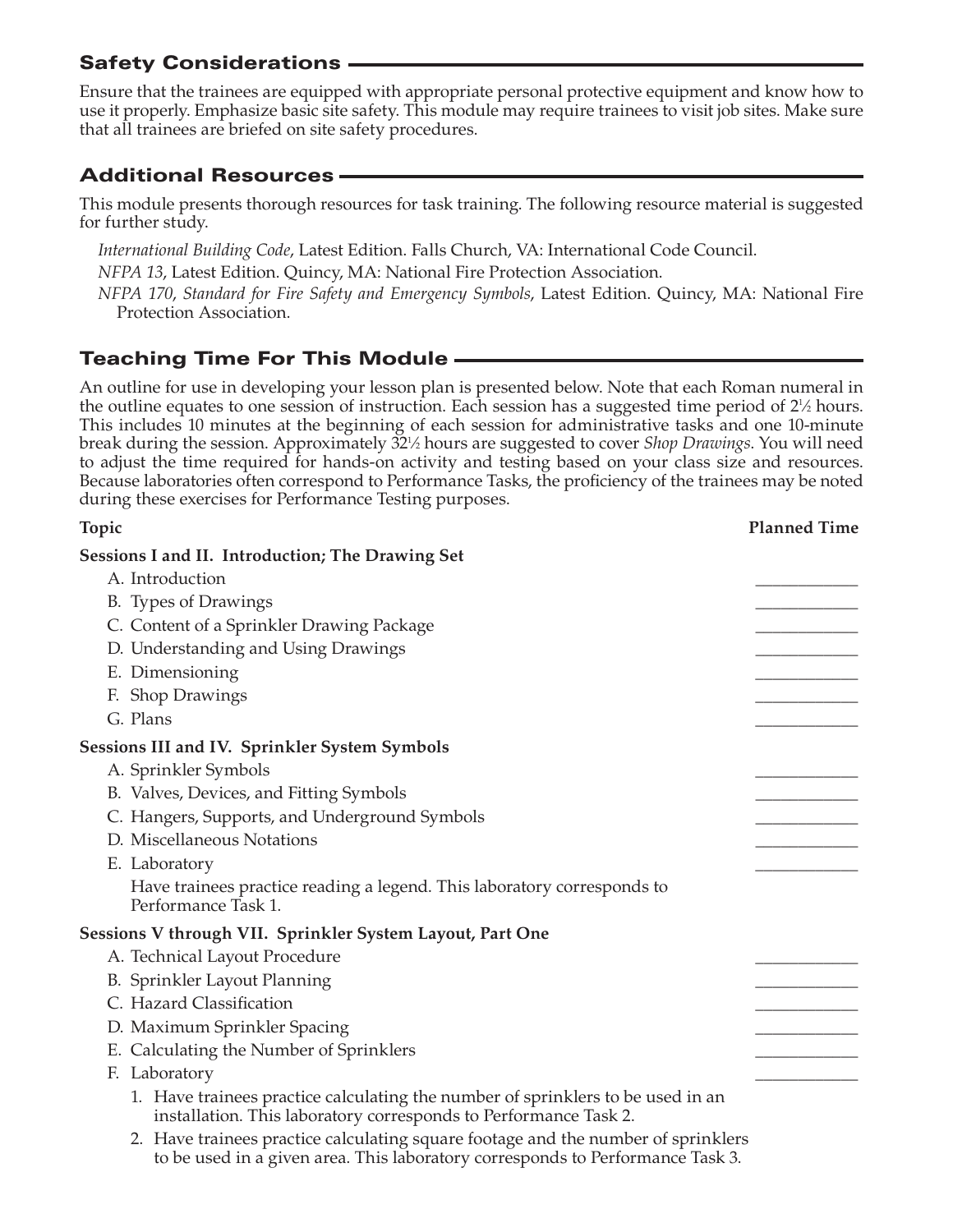## Safety Considerations

Ensure that the trainees are equipped with appropriate personal protective equipment and know how to use it properly. Emphasize basic site safety. This module may require trainees to visit job sites. Make sure that all trainees are briefed on site safety procedures.

## Additional Resources

This module presents thorough resources for task training. The following resource material is suggested for further study.

*International Building Code*, Latest Edition. Falls Church, VA: International Code Council.

*NFPA 13*, Latest Edition. Quincy, MA: National Fire Protection Association.

*NFPA 170, Standard for Fire Safety and Emergency Symbols*, Latest Edition. Quincy, MA: National Fire Protection Association.

## Teaching Time For This Module

An outline for use in developing your lesson plan is presented below. Note that each Roman numeral in the outline equates to one session of instruction. Each session has a suggested time period of 2½ hours. This includes 10 minutes at the beginning of each session for administrative tasks and one 10-minute break during the session. Approximately 32½ hours are suggested to cover *Shop Drawings*. You will need to adjust the time required for hands-on activity and testing based on your class size and resources. Because laboratories often correspond to Performance Tasks, the proficiency of the trainees may be noted during these exercises for Performance Testing purposes.

| Topic | Planned Time |
|---|---|
| **Sessions I and II. Introduction; The Drawing Set** | |
| A. Introduction | ____________ |
| B. Types of Drawings | ____________ |
| C. Content of a Sprinkler Drawing Package | ____________ |
| D. Understanding and Using Drawings | ____________ |
| E. Dimensioning | ____________ |
| F. Shop Drawings | ____________ |
| G. Plans | ____________ |
| **Sessions III and IV. Sprinkler System Symbols** | |
| A. Sprinkler Symbols | ____________ |
| B. Valves, Devices, and Fitting Symbols | ____________ |
| C. Hangers, Supports, and Underground Symbols | ____________ |
| D. Miscellaneous Notations | ____________ |
| E. Laboratory | ____________ |
| Have trainees practice reading a legend. This laboratory corresponds to Performance Task 1. | |
| **Sessions V through VII. Sprinkler System Layout, Part One** | |
| A. Technical Layout Procedure | ____________ |
| B. Sprinkler Layout Planning | ____________ |
| C. Hazard Classification | ____________ |
| D. Maximum Sprinkler Spacing | ____________ |
| E. Calculating the Number of Sprinklers | ____________ |
| F. Laboratory | ____________ |
| 1. Have trainees practice calculating the number of sprinklers to be used in an installation. This laboratory corresponds to Performance Task 2. | |
| 2. Have trainees practice calculating square footage and the number of sprinklers to be used in a given area. This laboratory corresponds to Performance Task 3. | |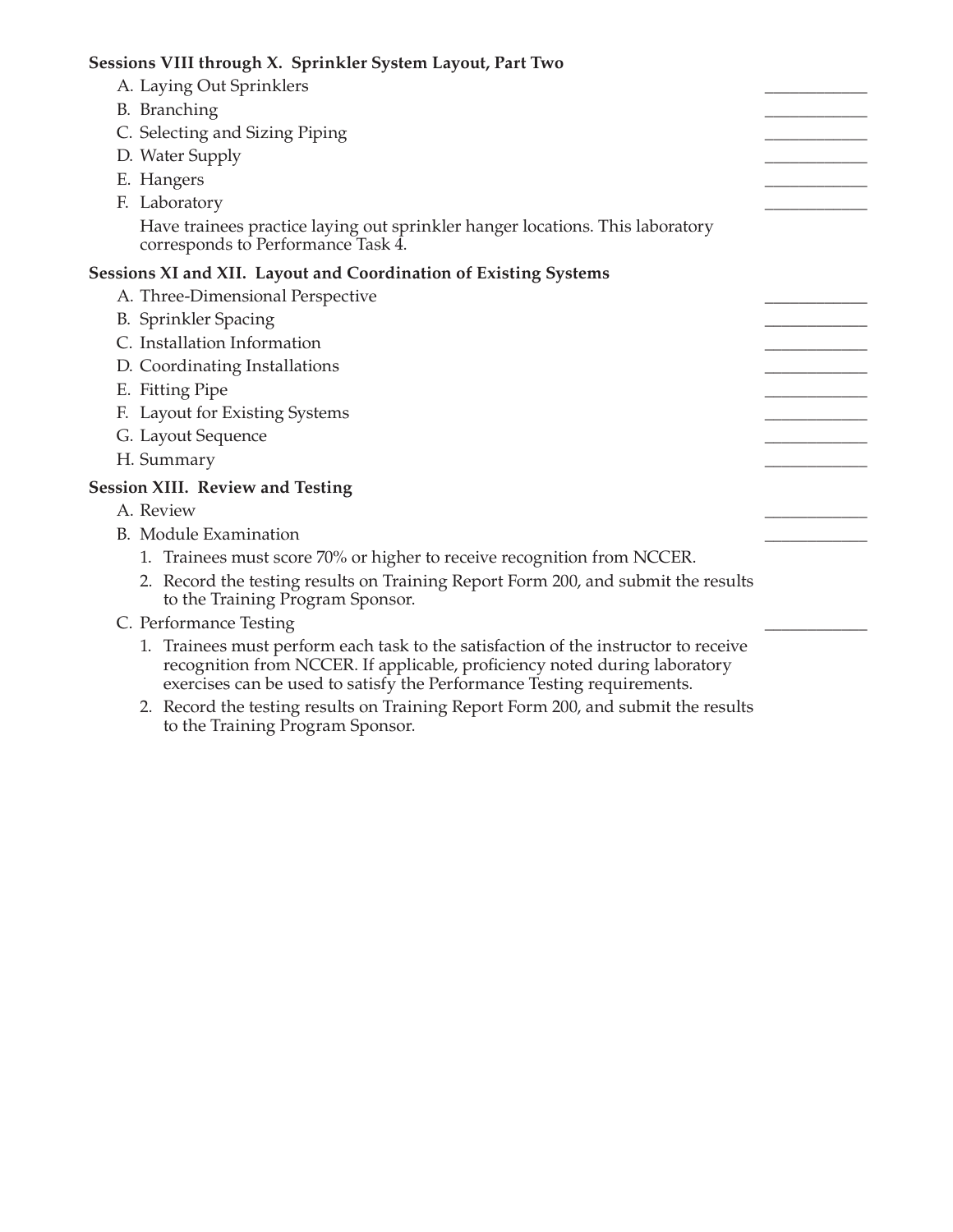**Sessions VIII through X. Sprinkler System Layout, Part Two**

A. Laying Out Sprinklers ____________

B. Branching ____________

C. Selecting and Sizing Piping ____________

D. Water Supply ____________

E. Hangers ____________

F. Laboratory ____________

Have trainees practice laying out sprinkler hanger locations. This laboratory corresponds to Performance Task 4.

**Sessions XI and XII. Layout and Coordination of Existing Systems**

A. Three-Dimensional Perspective ____________

B. Sprinkler Spacing ____________

C. Installation Information ____________

D. Coordinating Installations ____________

E. Fitting Pipe ____________

F. Layout for Existing Systems ____________

G. Layout Sequence ____________

H. Summary ____________

**Session XIII. Review and Testing**

A. Review ____________

B. Module Examination ____________

1. Trainees must score 70% or higher to receive recognition from NCCER.
2. Record the testing results on Training Report Form 200, and submit the results to the Training Program Sponsor.

C. Performance Testing ____________

1. Trainees must perform each task to the satisfaction of the instructor to receive recognition from NCCER. If applicable, proficiency noted during laboratory exercises can be used to satisfy the Performance Testing requirements.
2. Record the testing results on Training Report Form 200, and submit the results to the Training Program Sponsor.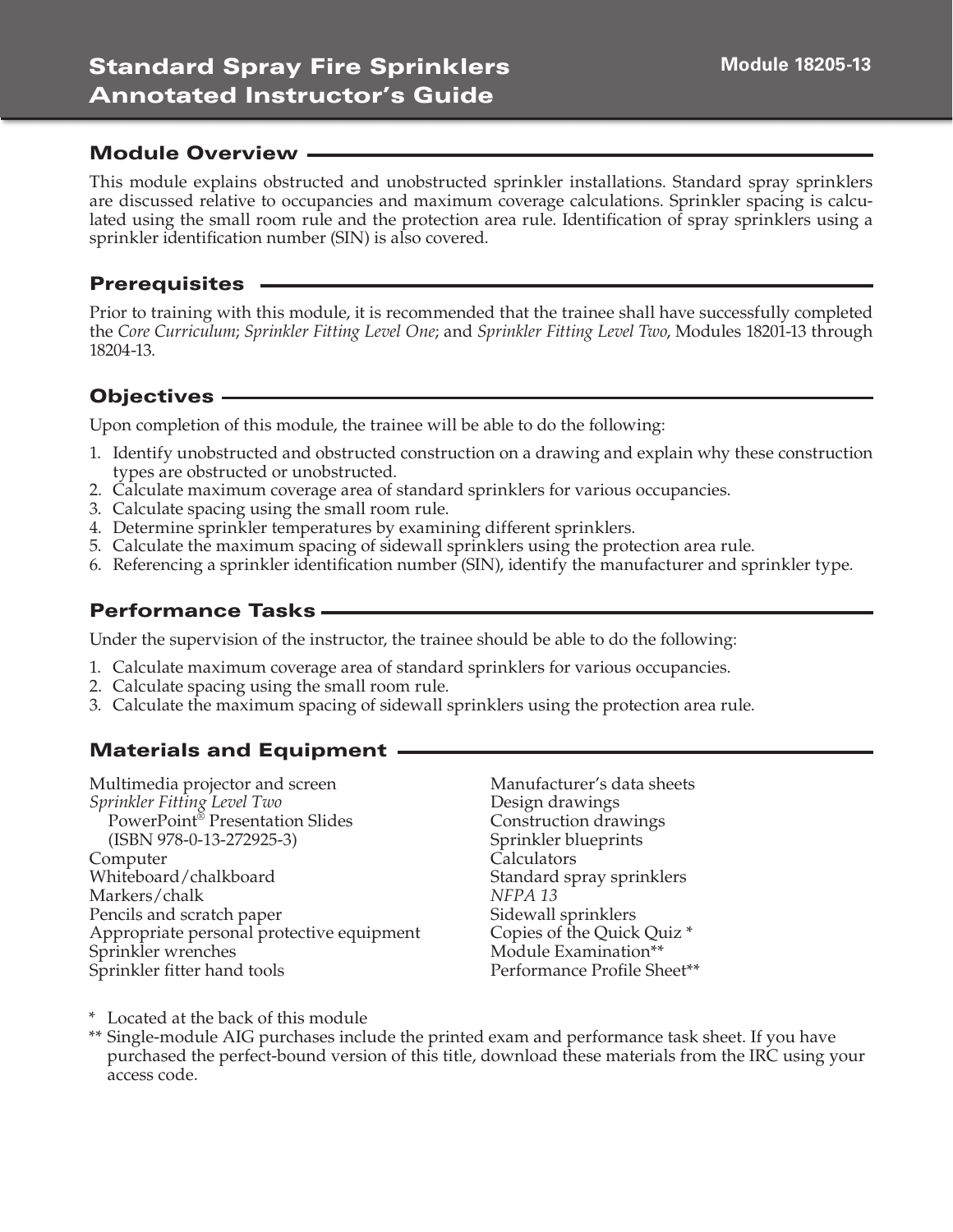# Standard Spray Fire Sprinklers Annotated Instructor's Guide

**Module 18205-13**

## Module Overview

This module explains obstructed and unobstructed sprinkler installations. Standard spray sprinklers are discussed relative to occupancies and maximum coverage calculations. Sprinkler spacing is calculated using the small room rule and the protection area rule. Identification of spray sprinklers using a sprinkler identification number (SIN) is also covered.

## Prerequisites

Prior to training with this module, it is recommended that the trainee shall have successfully completed the *Core Curriculum*; *Sprinkler Fitting Level One*; and *Sprinkler Fitting Level Two*, Modules 18201-13 through 18204-13.

## Objectives

Upon completion of this module, the trainee will be able to do the following:

1. Identify unobstructed and obstructed construction on a drawing and explain why these construction types are obstructed or unobstructed.
2. Calculate maximum coverage area of standard sprinklers for various occupancies.
3. Calculate spacing using the small room rule.
4. Determine sprinkler temperatures by examining different sprinklers.
5. Calculate the maximum spacing of sidewall sprinklers using the protection area rule.
6. Referencing a sprinkler identification number (SIN), identify the manufacturer and sprinkler type.

## Performance Tasks

Under the supervision of the instructor, the trainee should be able to do the following:

1. Calculate maximum coverage area of standard sprinklers for various occupancies.
2. Calculate spacing using the small room rule.
3. Calculate the maximum spacing of sidewall sprinklers using the protection area rule.

## Materials and Equipment

Multimedia projector and screen
*Sprinkler Fitting Level Two* PowerPoint® Presentation Slides (ISBN 978-0-13-272925-3)
Computer
Whiteboard/chalkboard
Markers/chalk
Pencils and scratch paper
Appropriate personal protective equipment
Sprinkler wrenches
Sprinkler fitter hand tools
Manufacturer's data sheets
Design drawings
Construction drawings
Sprinkler blueprints
Calculators
Standard spray sprinklers
*NFPA 13*
Sidewall sprinklers
Copies of the Quick Quiz *
Module Examination**
Performance Profile Sheet**

\* Located at the back of this module

** Single-module AIG purchases include the printed exam and performance task sheet. If you have purchased the perfect-bound version of this title, download these materials from the IRC using your access code.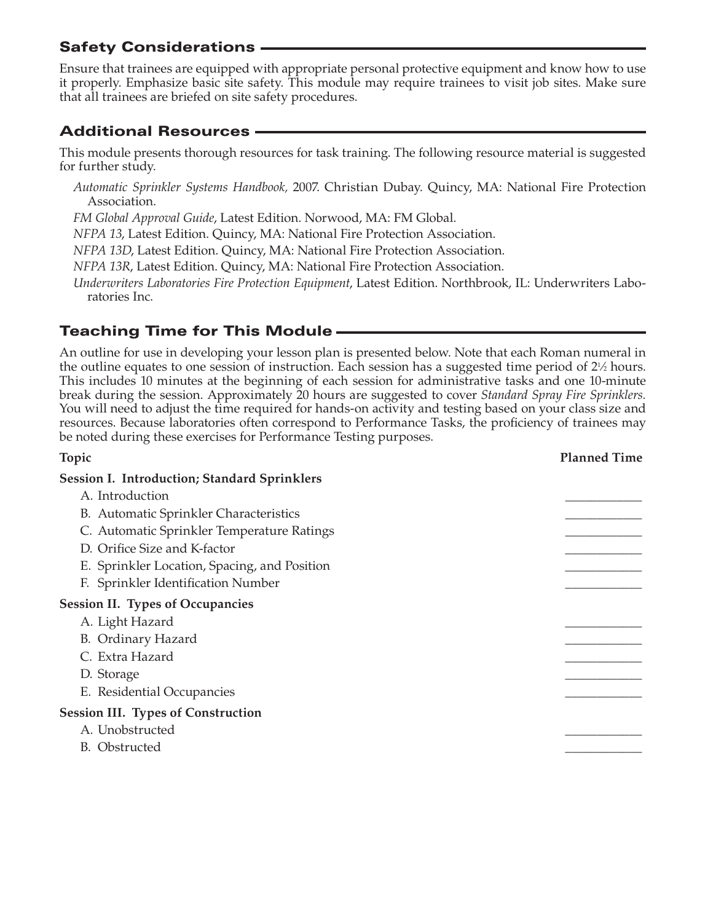## Safety Considerations

Ensure that trainees are equipped with appropriate personal protective equipment and know how to use it properly. Emphasize basic site safety. This module may require trainees to visit job sites. Make sure that all trainees are briefed on site safety procedures.

## Additional Resources

This module presents thorough resources for task training. The following resource material is suggested for further study.

*Automatic Sprinkler Systems Handbook,* 2007. Christian Dubay. Quincy, MA: National Fire Protection Association.

*FM Global Approval Guide*, Latest Edition. Norwood, MA: FM Global.

*NFPA 13*, Latest Edition. Quincy, MA: National Fire Protection Association.

*NFPA 13D*, Latest Edition. Quincy, MA: National Fire Protection Association.

*NFPA 13R*, Latest Edition. Quincy, MA: National Fire Protection Association.

*Underwriters Laboratories Fire Protection Equipment*, Latest Edition. Northbrook, IL: Underwriters Laboratories Inc.

## Teaching Time for This Module

An outline for use in developing your lesson plan is presented below. Note that each Roman numeral in the outline equates to one session of instruction. Each session has a suggested time period of 2½ hours. This includes 10 minutes at the beginning of each session for administrative tasks and one 10-minute break during the session. Approximately 20 hours are suggested to cover *Standard Spray Fire Sprinklers.* You will need to adjust the time required for hands-on activity and testing based on your class size and resources. Because laboratories often correspond to Performance Tasks, the proficiency of trainees may be noted during these exercises for Performance Testing purposes.

| Topic | Planned Time |
|---|---|
| **Session I. Introduction; Standard Sprinklers** | |
| A. Introduction | ____________ |
| B. Automatic Sprinkler Characteristics | ____________ |
| C. Automatic Sprinkler Temperature Ratings | ____________ |
| D. Orifice Size and K-factor | ____________ |
| E. Sprinkler Location, Spacing, and Position | ____________ |
| F. Sprinkler Identification Number | ____________ |
| **Session II. Types of Occupancies** | |
| A. Light Hazard | ____________ |
| B. Ordinary Hazard | ____________ |
| C. Extra Hazard | ____________ |
| D. Storage | ____________ |
| E. Residential Occupancies | ____________ |
| **Session III. Types of Construction** | |
| A. Unobstructed | ____________ |
| B. Obstructed | ____________ |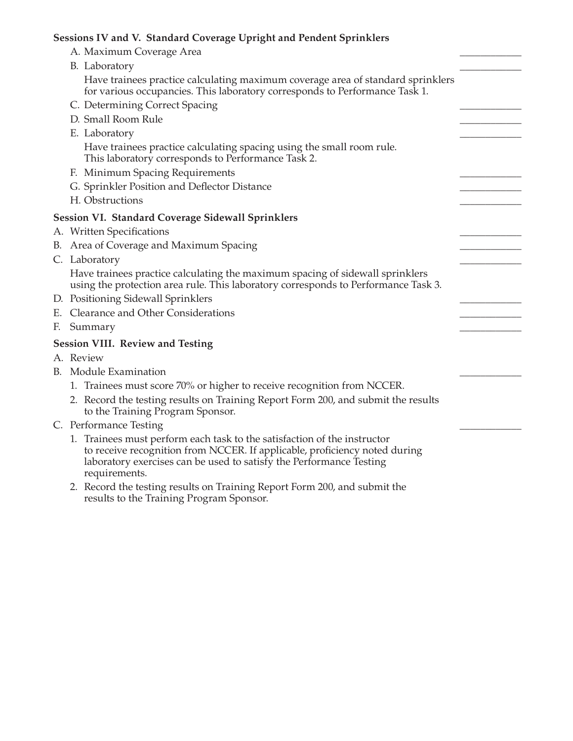**Sessions IV and V. Standard Coverage Upright and Pendent Sprinklers**

A. Maximum Coverage Area ____________

B. Laboratory ____________

Have trainees practice calculating maximum coverage area of standard sprinklers for various occupancies. This laboratory corresponds to Performance Task 1.

C. Determining Correct Spacing ____________

D. Small Room Rule ____________

E. Laboratory ____________

Have trainees practice calculating spacing using the small room rule. This laboratory corresponds to Performance Task 2.

F. Minimum Spacing Requirements ____________

G. Sprinkler Position and Deflector Distance ____________

H. Obstructions ____________

**Session VI. Standard Coverage Sidewall Sprinklers**

A. Written Specifications ____________

B. Area of Coverage and Maximum Spacing ____________

C. Laboratory ____________

Have trainees practice calculating the maximum spacing of sidewall sprinklers using the protection area rule. This laboratory corresponds to Performance Task 3.

D. Positioning Sidewall Sprinklers ____________

E. Clearance and Other Considerations ____________

F. Summary ____________

**Session VIII. Review and Testing**

A. Review

B. Module Examination ____________

1. Trainees must score 70% or higher to receive recognition from NCCER.
2. Record the testing results on Training Report Form 200, and submit the results to the Training Program Sponsor.

C. Performance Testing ____________

1. Trainees must perform each task to the satisfaction of the instructor to receive recognition from NCCER. If applicable, proficiency noted during laboratory exercises can be used to satisfy the Performance Testing requirements.
2. Record the testing results on Training Report Form 200, and submit the results to the Training Program Sponsor.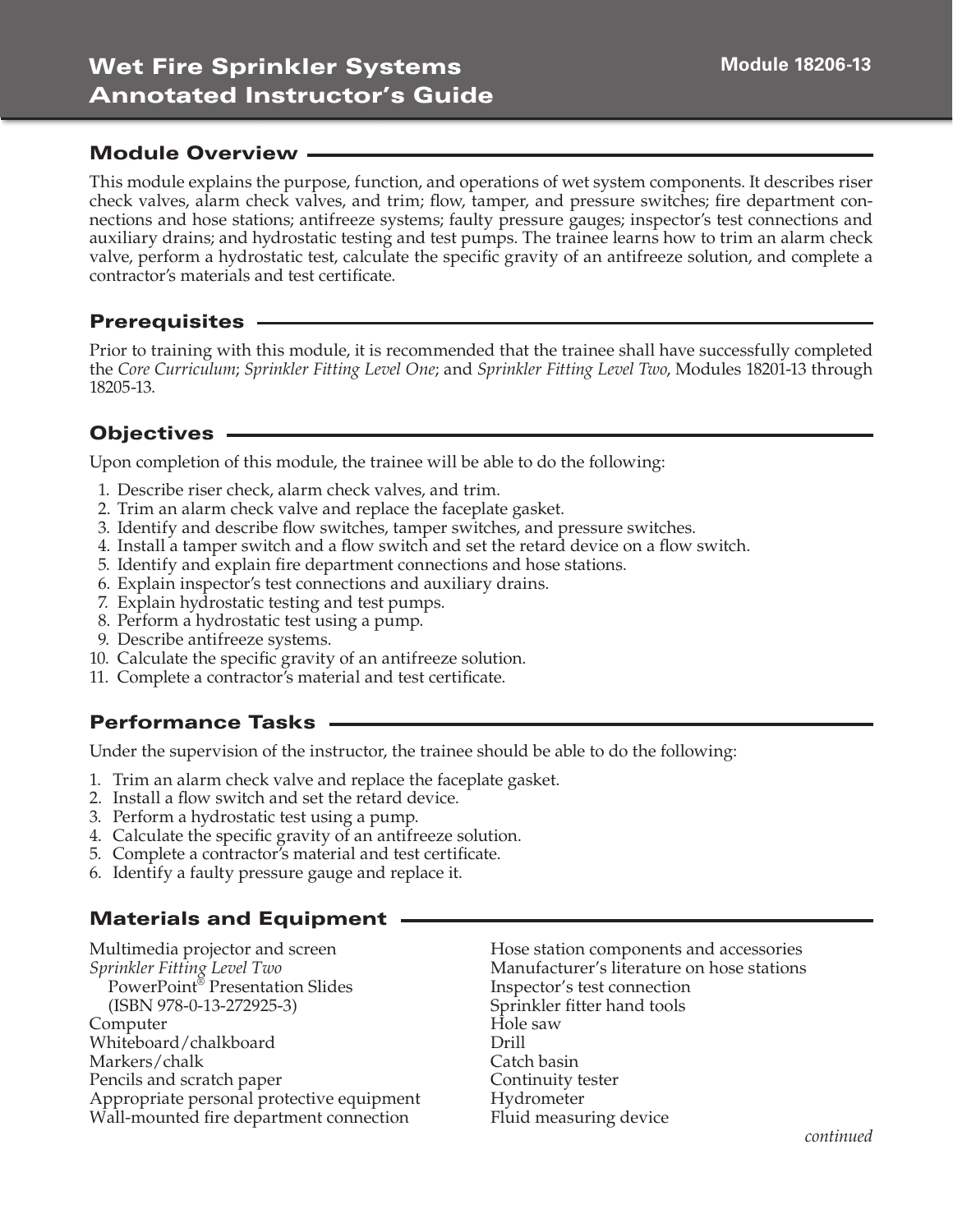# Wet Fire Sprinkler Systems Annotated Instructor's Guide

**Module 18206-13**

## Module Overview

This module explains the purpose, function, and operations of wet system components. It describes riser check valves, alarm check valves, and trim; flow, tamper, and pressure switches; fire department connections and hose stations; antifreeze systems; faulty pressure gauges; inspector's test connections and auxiliary drains; and hydrostatic testing and test pumps. The trainee learns how to trim an alarm check valve, perform a hydrostatic test, calculate the specific gravity of an antifreeze solution, and complete a contractor's materials and test certificate.

## Prerequisites

Prior to training with this module, it is recommended that the trainee shall have successfully completed the *Core Curriculum*; *Sprinkler Fitting Level One*; and *Sprinkler Fitting Level Two*, Modules 18201-13 through 18205-13.

## Objectives

Upon completion of this module, the trainee will be able to do the following:

1. Describe riser check, alarm check valves, and trim.
2. Trim an alarm check valve and replace the faceplate gasket.
3. Identify and describe flow switches, tamper switches, and pressure switches.
4. Install a tamper switch and a flow switch and set the retard device on a flow switch.
5. Identify and explain fire department connections and hose stations.
6. Explain inspector's test connections and auxiliary drains.
7. Explain hydrostatic testing and test pumps.
8. Perform a hydrostatic test using a pump.
9. Describe antifreeze systems.
10. Calculate the specific gravity of an antifreeze solution.
11. Complete a contractor's material and test certificate.

## Performance Tasks

Under the supervision of the instructor, the trainee should be able to do the following:

1. Trim an alarm check valve and replace the faceplate gasket.
2. Install a flow switch and set the retard device.
3. Perform a hydrostatic test using a pump.
4. Calculate the specific gravity of an antifreeze solution.
5. Complete a contractor's material and test certificate.
6. Identify a faulty pressure gauge and replace it.

## Materials and Equipment

Multimedia projector and screen
*Sprinkler Fitting Level Two* PowerPoint® Presentation Slides (ISBN 978-0-13-272925-3)
Computer
Whiteboard/chalkboard
Markers/chalk
Pencils and scratch paper
Appropriate personal protective equipment
Wall-mounted fire department connection
Hose station components and accessories
Manufacturer's literature on hose stations
Inspector's test connection
Sprinkler fitter hand tools
Hole saw
Drill
Catch basin
Continuity tester
Hydrometer
Fluid measuring device

*continued*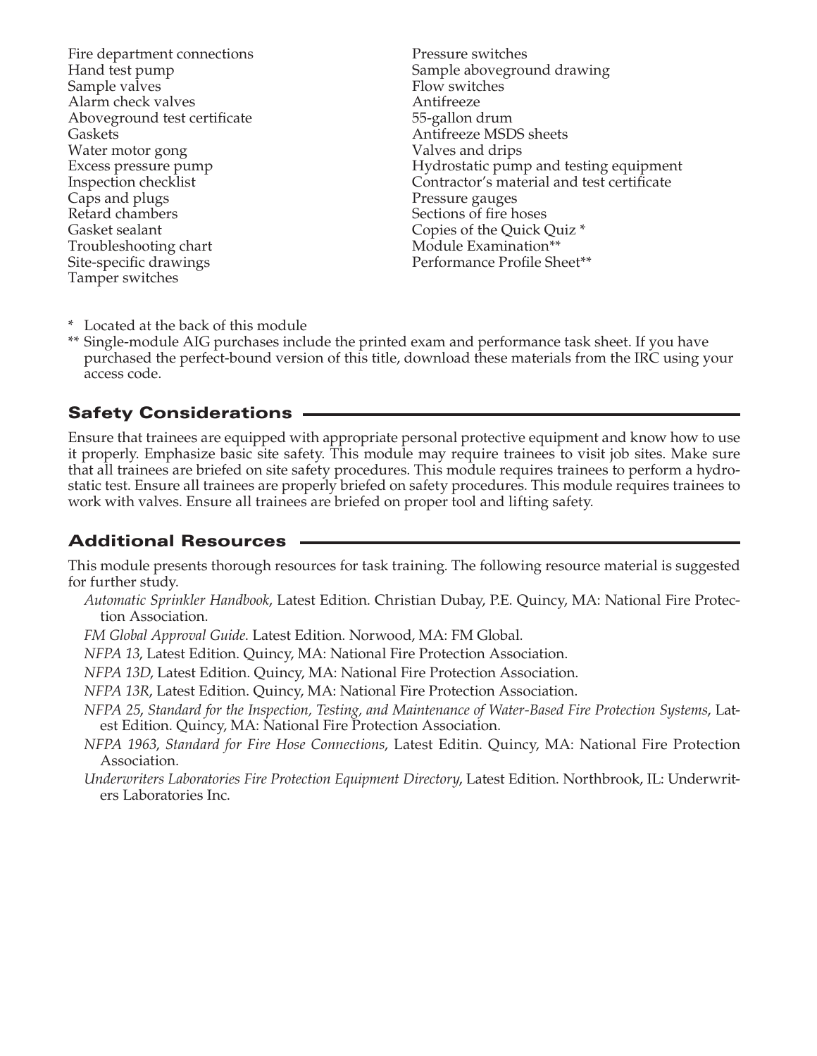Fire department connections
Hand test pump
Sample valves
Alarm check valves
Aboveground test certificate
Gaskets
Water motor gong
Excess pressure pump
Inspection checklist
Caps and plugs
Retard chambers
Gasket sealant
Troubleshooting chart
Site-specific drawings
Tamper switches
Pressure switches
Sample aboveground drawing
Flow switches
Antifreeze
55-gallon drum
Antifreeze MSDS sheets
Valves and drips
Hydrostatic pump and testing equipment
Contractor's material and test certificate
Pressure gauges
Sections of fire hoses
Copies of the Quick Quiz *
Module Examination**
Performance Profile Sheet**

\* Located at the back of this module

\** Single-module AIG purchases include the printed exam and performance task sheet. If you have purchased the perfect-bound version of this title, download these materials from the IRC using your access code.

## Safety Considerations

Ensure that trainees are equipped with appropriate personal protective equipment and know how to use it properly. Emphasize basic site safety. This module may require trainees to visit job sites. Make sure that all trainees are briefed on site safety procedures. This module requires trainees to perform a hydrostatic test. Ensure all trainees are properly briefed on safety procedures. This module requires trainees to work with valves. Ensure all trainees are briefed on proper tool and lifting safety.

## Additional Resources

This module presents thorough resources for task training. The following resource material is suggested for further study.

*Automatic Sprinkler Handbook*, Latest Edition. Christian Dubay, P.E. Quincy, MA: National Fire Protection Association.

*FM Global Approval Guide*. Latest Edition. Norwood, MA: FM Global.

*NFPA 13*, Latest Edition. Quincy, MA: National Fire Protection Association.

*NFPA 13D*, Latest Edition. Quincy, MA: National Fire Protection Association.

*NFPA 13R*, Latest Edition. Quincy, MA: National Fire Protection Association.

*NFPA 25, Standard for the Inspection, Testing, and Maintenance of Water-Based Fire Protection Systems*, Latest Edition. Quincy, MA: National Fire Protection Association.

*NFPA 1963, Standard for Fire Hose Connections*, Latest Editin. Quincy, MA: National Fire Protection Association.

*Underwriters Laboratories Fire Protection Equipment Directory*, Latest Edition. Northbrook, IL: Underwriters Laboratories Inc.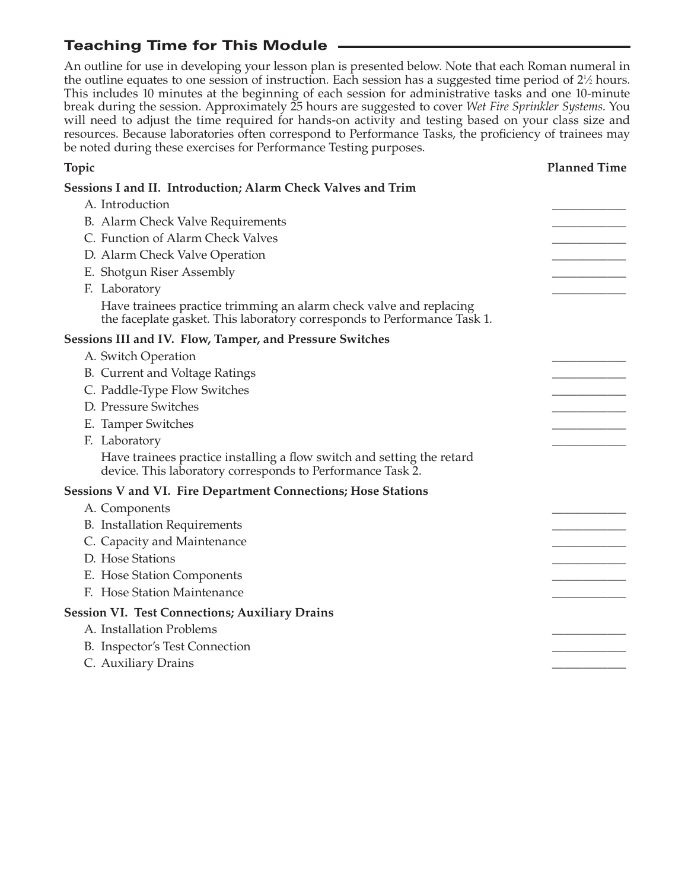## Teaching Time for This Module

An outline for use in developing your lesson plan is presented below. Note that each Roman numeral in the outline equates to one session of instruction. Each session has a suggested time period of 2½ hours. This includes 10 minutes at the beginning of each session for administrative tasks and one 10-minute break during the session. Approximately 25 hours are suggested to cover *Wet Fire Sprinkler Systems*. You will need to adjust the time required for hands-on activity and testing based on your class size and resources. Because laboratories often correspond to Performance Tasks, the proficiency of trainees may be noted during these exercises for Performance Testing purposes.

| Topic | Planned Time |
|---|---|
| **Sessions I and II. Introduction; Alarm Check Valves and Trim** | |
| A. Introduction | ____________ |
| B. Alarm Check Valve Requirements | ____________ |
| C. Function of Alarm Check Valves | ____________ |
| D. Alarm Check Valve Operation | ____________ |
| E. Shotgun Riser Assembly | ____________ |
| F. Laboratory | ____________ |
| Have trainees practice trimming an alarm check valve and replacing the faceplate gasket. This laboratory corresponds to Performance Task 1. | |
| **Sessions III and IV. Flow, Tamper, and Pressure Switches** | |
| A. Switch Operation | ____________ |
| B. Current and Voltage Ratings | ____________ |
| C. Paddle-Type Flow Switches | ____________ |
| D. Pressure Switches | ____________ |
| E. Tamper Switches | ____________ |
| F. Laboratory | ____________ |
| Have trainees practice installing a flow switch and setting the retard device. This laboratory corresponds to Performance Task 2. | |
| **Sessions V and VI. Fire Department Connections; Hose Stations** | |
| A. Components | ____________ |
| B. Installation Requirements | ____________ |
| C. Capacity and Maintenance | ____________ |
| D. Hose Stations | ____________ |
| E. Hose Station Components | ____________ |
| F. Hose Station Maintenance | ____________ |
| **Session VI. Test Connections; Auxiliary Drains** | |
| A. Installation Problems | ____________ |
| B. Inspector's Test Connection | ____________ |
| C. Auxiliary Drains | ____________ |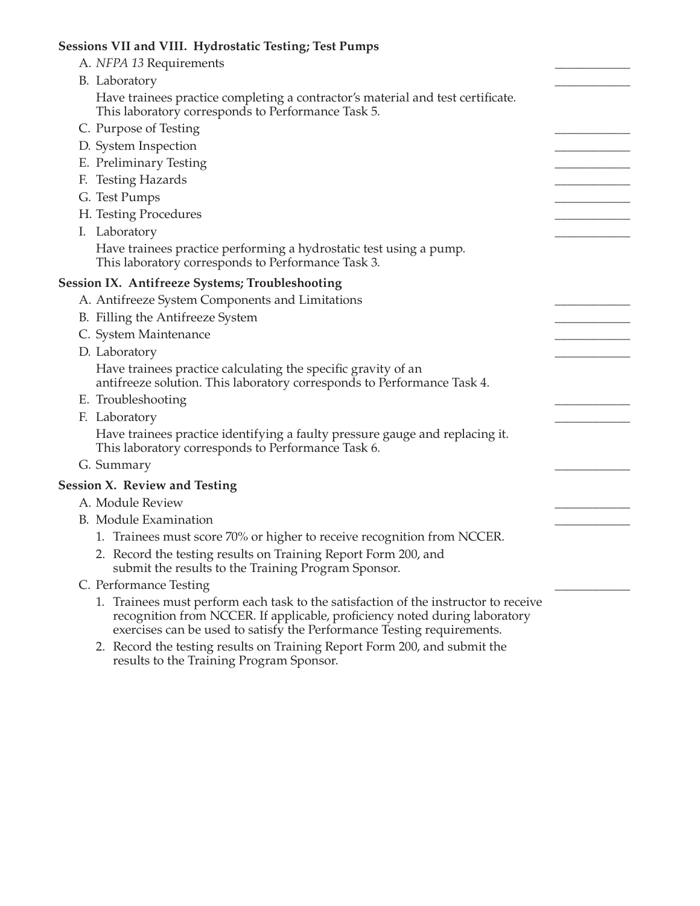**Sessions VII and VIII. Hydrostatic Testing; Test Pumps**

A. *NFPA 13* Requirements ____________

B. Laboratory ____________

Have trainees practice completing a contractor's material and test certificate. This laboratory corresponds to Performance Task 5.

C. Purpose of Testing ____________

D. System Inspection ____________

E. Preliminary Testing ____________

F. Testing Hazards ____________

G. Test Pumps ____________

H. Testing Procedures ____________

I. Laboratory ____________

Have trainees practice performing a hydrostatic test using a pump. This laboratory corresponds to Performance Task 3.

**Session IX. Antifreeze Systems; Troubleshooting**

A. Antifreeze System Components and Limitations ____________

B. Filling the Antifreeze System ____________

C. System Maintenance ____________

D. Laboratory ____________

Have trainees practice calculating the specific gravity of an antifreeze solution. This laboratory corresponds to Performance Task 4.

E. Troubleshooting ____________

F. Laboratory ____________

Have trainees practice identifying a faulty pressure gauge and replacing it. This laboratory corresponds to Performance Task 6.

G. Summary ____________

**Session X. Review and Testing**

A. Module Review ____________

B. Module Examination ____________

1. Trainees must score 70% or higher to receive recognition from NCCER.
2. Record the testing results on Training Report Form 200, and submit the results to the Training Program Sponsor.

C. Performance Testing ____________

1. Trainees must perform each task to the satisfaction of the instructor to receive recognition from NCCER. If applicable, proficiency noted during laboratory exercises can be used to satisfy the Performance Testing requirements.
2. Record the testing results on Training Report Form 200, and submit the results to the Training Program Sponsor.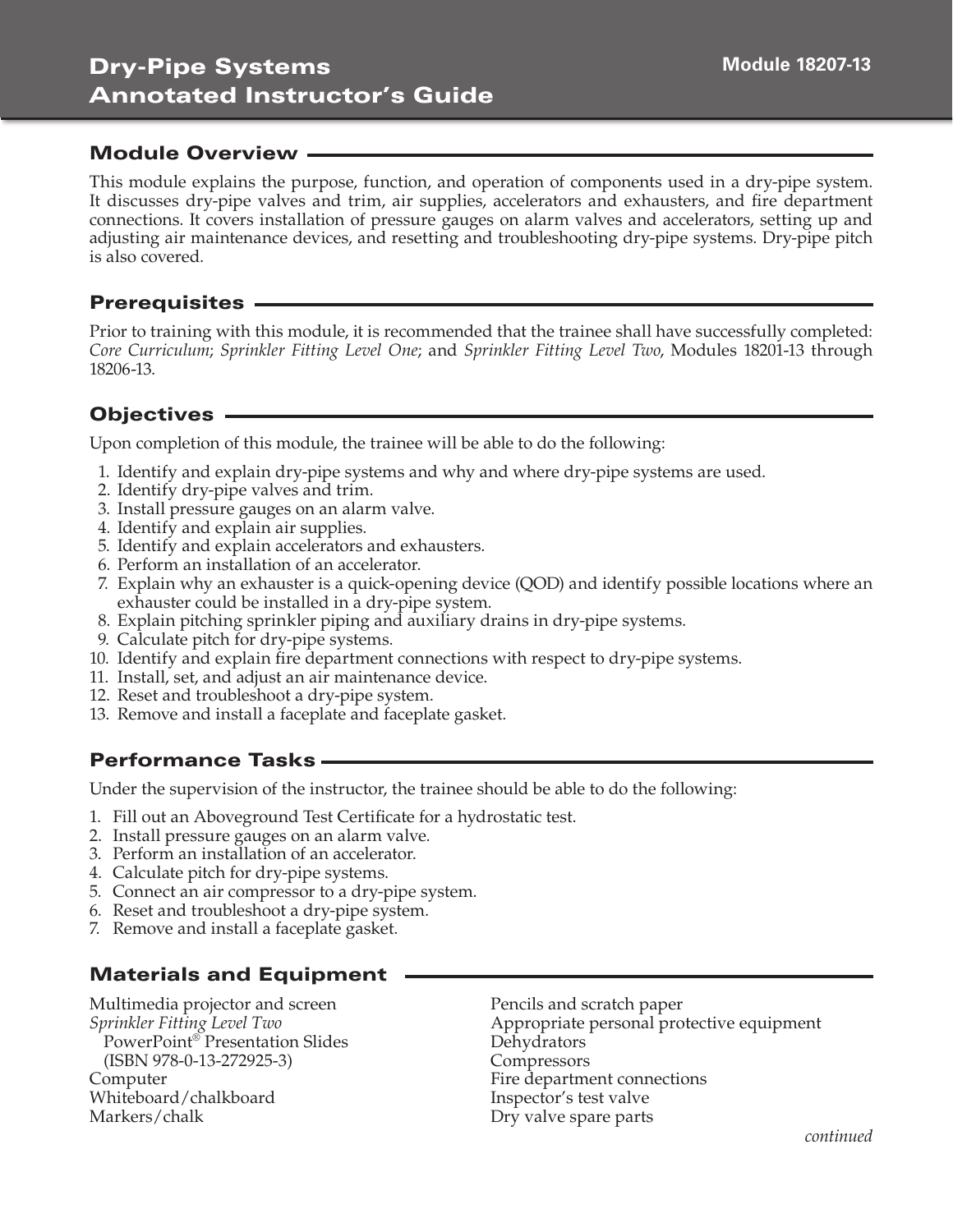# Dry-Pipe Systems Annotated Instructor's Guide

Module 18207-13

## Module Overview

This module explains the purpose, function, and operation of components used in a dry-pipe system. It discusses dry-pipe valves and trim, air supplies, accelerators and exhausters, and fire department connections. It covers installation of pressure gauges on alarm valves and accelerators, setting up and adjusting air maintenance devices, and resetting and troubleshooting dry-pipe systems. Dry-pipe pitch is also covered.

## Prerequisites

Prior to training with this module, it is recommended that the trainee shall have successfully completed: *Core Curriculum*; *Sprinkler Fitting Level One*; and *Sprinkler Fitting Level Two*, Modules 18201-13 through 18206-13.

## Objectives

Upon completion of this module, the trainee will be able to do the following:

1. Identify and explain dry-pipe systems and why and where dry-pipe systems are used.
2. Identify dry-pipe valves and trim.
3. Install pressure gauges on an alarm valve.
4. Identify and explain air supplies.
5. Identify and explain accelerators and exhausters.
6. Perform an installation of an accelerator.
7. Explain why an exhauster is a quick-opening device (QOD) and identify possible locations where an exhauster could be installed in a dry-pipe system.
8. Explain pitching sprinkler piping and auxiliary drains in dry-pipe systems.
9. Calculate pitch for dry-pipe systems.
10. Identify and explain fire department connections with respect to dry-pipe systems.
11. Install, set, and adjust an air maintenance device.
12. Reset and troubleshoot a dry-pipe system.
13. Remove and install a faceplate and faceplate gasket.

## Performance Tasks

Under the supervision of the instructor, the trainee should be able to do the following:

1. Fill out an Aboveground Test Certificate for a hydrostatic test.
2. Install pressure gauges on an alarm valve.
3. Perform an installation of an accelerator.
4. Calculate pitch for dry-pipe systems.
5. Connect an air compressor to a dry-pipe system.
6. Reset and troubleshoot a dry-pipe system.
7. Remove and install a faceplate gasket.

## Materials and Equipment

Multimedia projector and screen
*Sprinkler Fitting Level Two* PowerPoint® Presentation Slides (ISBN 978-0-13-272925-3)
Computer
Whiteboard/chalkboard
Markers/chalk
Pencils and scratch paper
Appropriate personal protective equipment
Dehydrators
Compressors
Fire department connections
Inspector's test valve
Dry valve spare parts

*continued*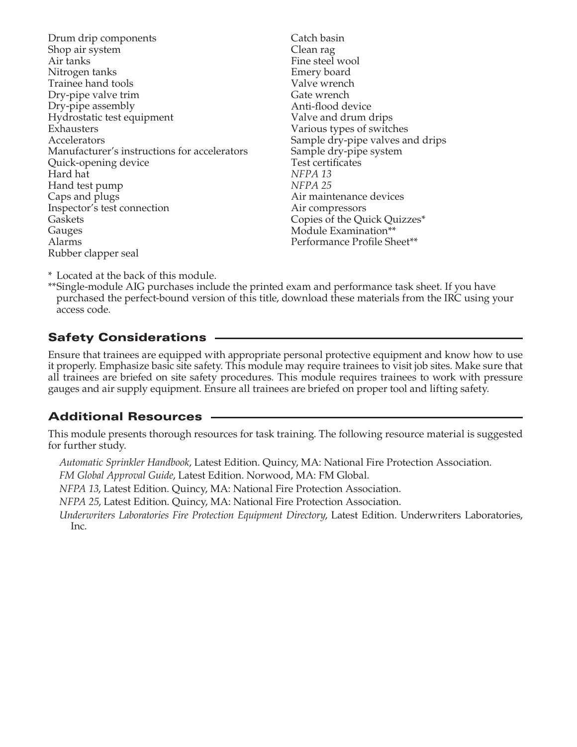Drum drip components
Shop air system
Air tanks
Nitrogen tanks
Trainee hand tools
Dry-pipe valve trim
Dry-pipe assembly
Hydrostatic test equipment
Exhausters
Accelerators
Manufacturer's instructions for accelerators
Quick-opening device
Hard hat
Hand test pump
Caps and plugs
Inspector's test connection
Gaskets
Gauges
Alarms
Rubber clapper seal
Catch basin
Clean rag
Fine steel wool
Emery board
Valve wrench
Gate wrench
Anti-flood device
Valve and drum drips
Various types of switches
Sample dry-pipe valves and drips
Sample dry-pipe system
Test certificates
*NFPA 13*
*NFPA 25*
Air maintenance devices
Air compressors
Copies of the Quick Quizzes*
Module Examination**
Performance Profile Sheet**

\* Located at the back of this module.

\*\*Single-module AIG purchases include the printed exam and performance task sheet. If you have purchased the perfect-bound version of this title, download these materials from the IRC using your access code.

## Safety Considerations

Ensure that trainees are equipped with appropriate personal protective equipment and know how to use it properly. Emphasize basic site safety. This module may require trainees to visit job sites. Make sure that all trainees are briefed on site safety procedures. This module requires trainees to work with pressure gauges and air supply equipment. Ensure all trainees are briefed on proper tool and lifting safety.

## Additional Resources

This module presents thorough resources for task training. The following resource material is suggested for further study.

*Automatic Sprinkler Handbook*, Latest Edition. Quincy, MA: National Fire Protection Association.

*FM Global Approval Guide*, Latest Edition. Norwood, MA: FM Global.

*NFPA 13*, Latest Edition. Quincy, MA: National Fire Protection Association.

*NFPA 25*, Latest Edition. Quincy, MA: National Fire Protection Association.

*Underwriters Laboratories Fire Protection Equipment Directory*, Latest Edition. Underwriters Laboratories, Inc.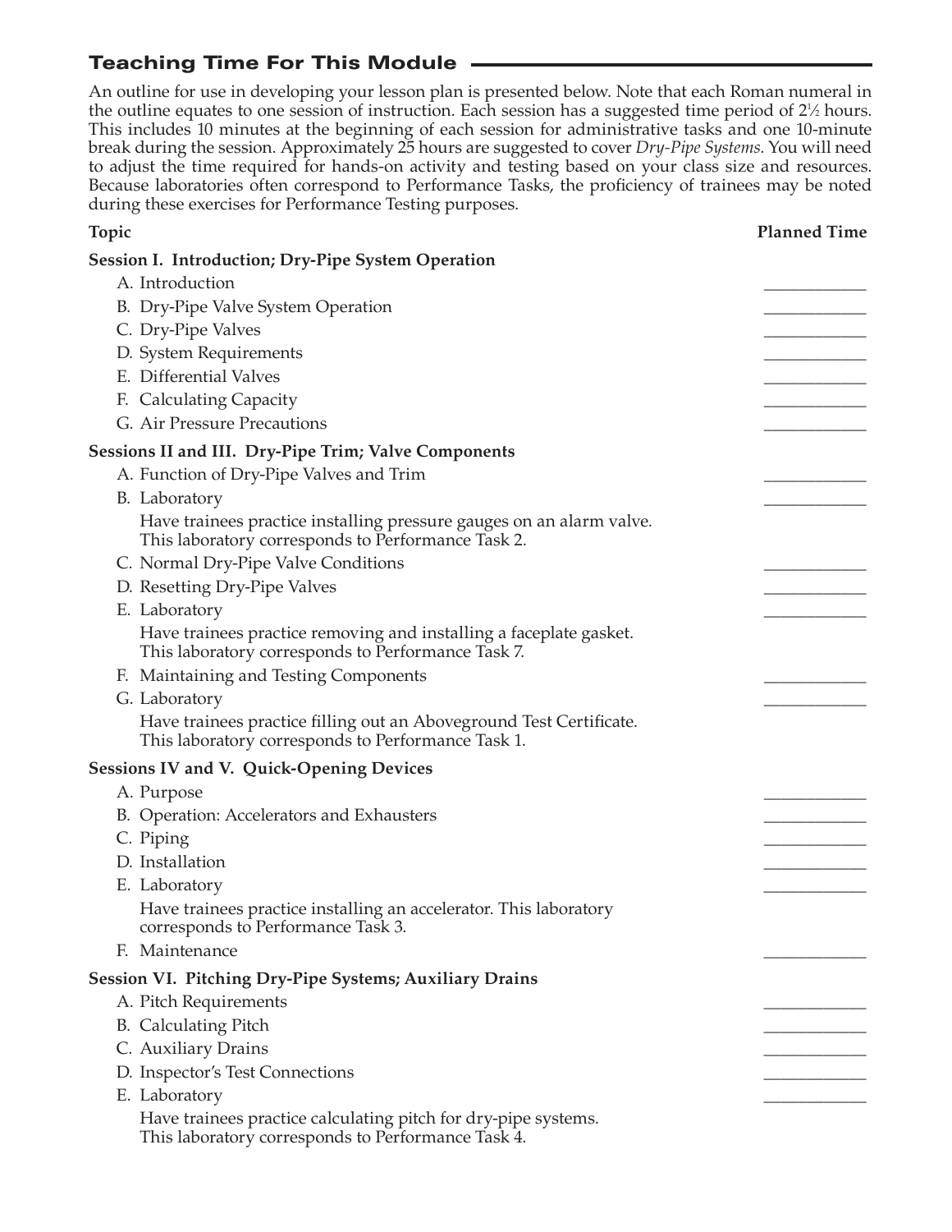## Teaching Time For This Module

An outline for use in developing your lesson plan is presented below. Note that each Roman numeral in the outline equates to one session of instruction. Each session has a suggested time period of 2½ hours. This includes 10 minutes at the beginning of each session for administrative tasks and one 10-minute break during the session. Approximately 25 hours are suggested to cover *Dry-Pipe Systems*. You will need to adjust the time required for hands-on activity and testing based on your class size and resources. Because laboratories often correspond to Performance Tasks, the proficiency of trainees may be noted during these exercises for Performance Testing purposes.

| Topic | Planned Time |
|---|---|
| **Session I. Introduction; Dry-Pipe System Operation** | |
| A. Introduction | ____________ |
| B. Dry-Pipe Valve System Operation | ____________ |
| C. Dry-Pipe Valves | ____________ |
| D. System Requirements | ____________ |
| E. Differential Valves | ____________ |
| F. Calculating Capacity | ____________ |
| G. Air Pressure Precautions | ____________ |
| **Sessions II and III. Dry-Pipe Trim; Valve Components** | |
| A. Function of Dry-Pipe Valves and Trim | ____________ |
| B. Laboratory<br>Have trainees practice installing pressure gauges on an alarm valve. This laboratory corresponds to Performance Task 2. | ____________ |
| C. Normal Dry-Pipe Valve Conditions | ____________ |
| D. Resetting Dry-Pipe Valves | ____________ |
| E. Laboratory<br>Have trainees practice removing and installing a faceplate gasket. This laboratory corresponds to Performance Task 7. | ____________ |
| F. Maintaining and Testing Components | ____________ |
| G. Laboratory<br>Have trainees practice filling out an Aboveground Test Certificate. This laboratory corresponds to Performance Task 1. | ____________ |
| **Sessions IV and V. Quick-Opening Devices** | |
| A. Purpose | ____________ |
| B. Operation: Accelerators and Exhausters | ____________ |
| C. Piping | ____________ |
| D. Installation | ____________ |
| E. Laboratory<br>Have trainees practice installing an accelerator. This laboratory corresponds to Performance Task 3. | ____________ |
| F. Maintenance | ____________ |
| **Session VI. Pitching Dry-Pipe Systems; Auxiliary Drains** | |
| A. Pitch Requirements | ____________ |
| B. Calculating Pitch | ____________ |
| C. Auxiliary Drains | ____________ |
| D. Inspector's Test Connections | ____________ |
| E. Laboratory<br>Have trainees practice calculating pitch for dry-pipe systems. This laboratory corresponds to Performance Task 4. | ____________ |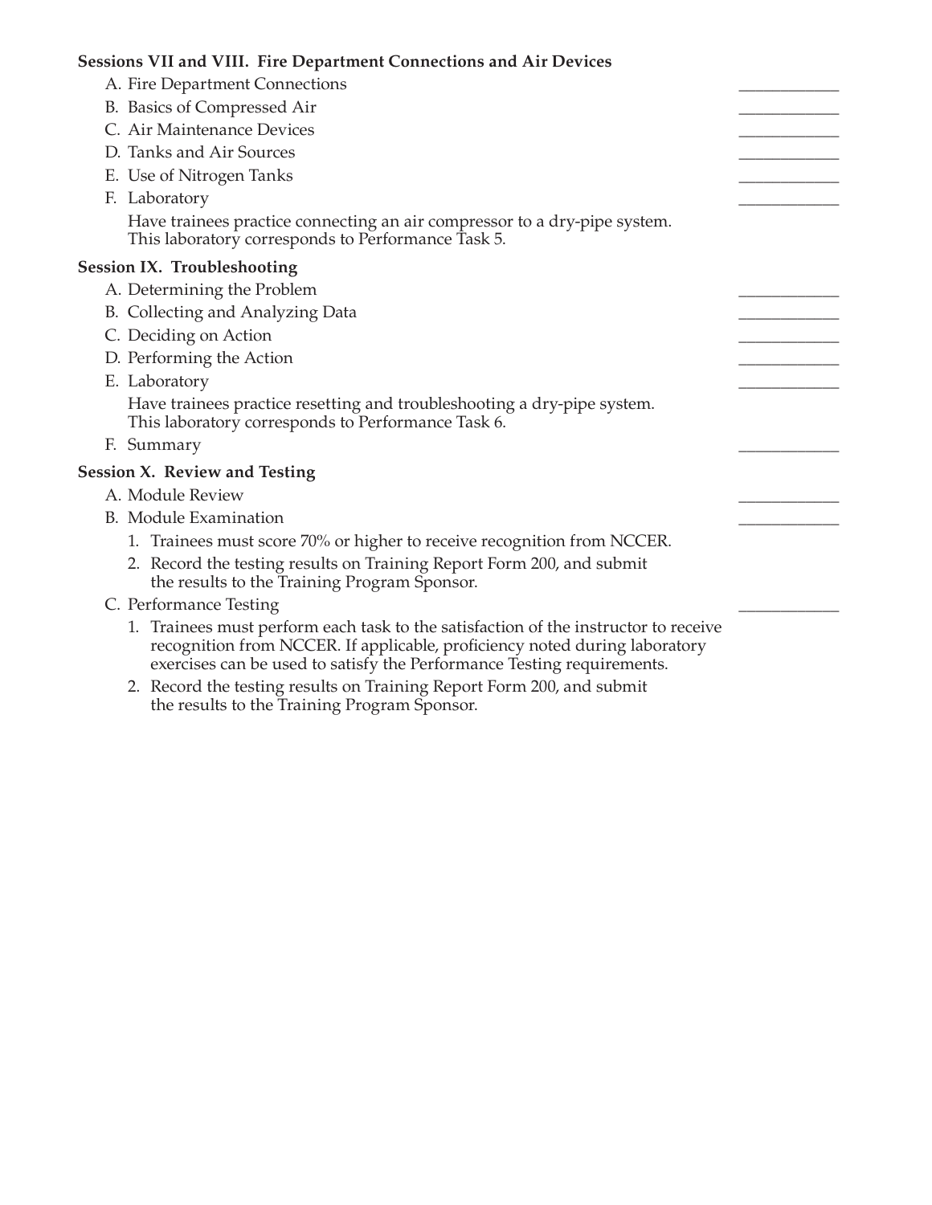**Sessions VII and VIII. Fire Department Connections and Air Devices**

A. Fire Department Connections ____________

B. Basics of Compressed Air ____________

C. Air Maintenance Devices ____________

D. Tanks and Air Sources ____________

E. Use of Nitrogen Tanks ____________

F. Laboratory ____________

Have trainees practice connecting an air compressor to a dry-pipe system. This laboratory corresponds to Performance Task 5.

**Session IX. Troubleshooting**

A. Determining the Problem ____________

B. Collecting and Analyzing Data ____________

C. Deciding on Action ____________

D. Performing the Action ____________

E. Laboratory ____________

Have trainees practice resetting and troubleshooting a dry-pipe system. This laboratory corresponds to Performance Task 6.

F. Summary ____________

**Session X. Review and Testing**

A. Module Review ____________

B. Module Examination ____________

1. Trainees must score 70% or higher to receive recognition from NCCER.
2. Record the testing results on Training Report Form 200, and submit the results to the Training Program Sponsor.

C. Performance Testing ____________

1. Trainees must perform each task to the satisfaction of the instructor to receive recognition from NCCER. If applicable, proficiency noted during laboratory exercises can be used to satisfy the Performance Testing requirements.
2. Record the testing results on Training Report Form 200, and submit the results to the Training Program Sponsor.